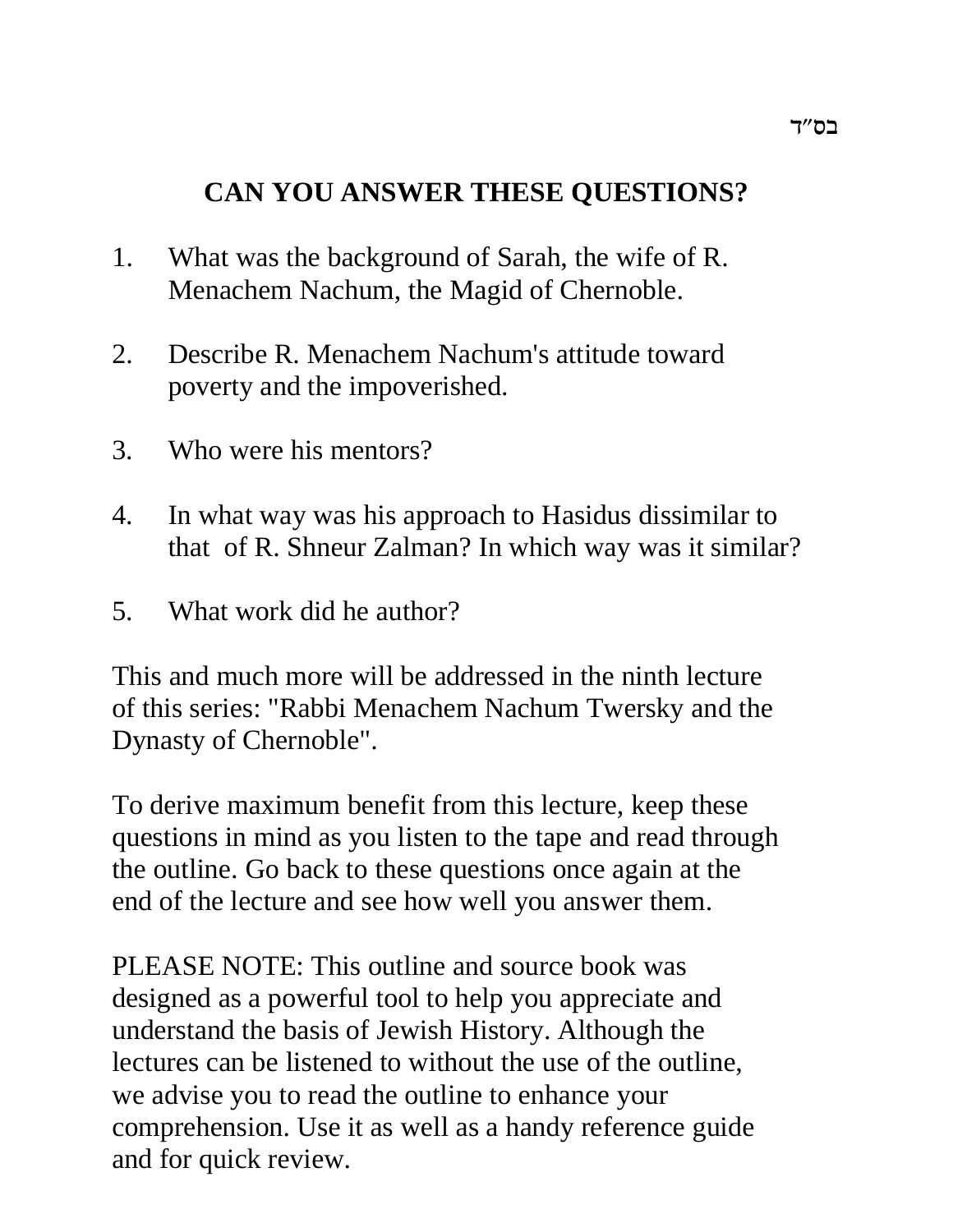בס״ד

## CAN YOU ANSWER THESE QUESTIONS?

1. What was the background of Sarah, the wife of R. Menachem Nachum, the Magid of Chernoble.

2. Describe R. Menachem Nachum's attitude toward poverty and the impoverished.

3. Who were his mentors?

4. In what way was his approach to Hasidus dissimilar to that of R. Shneur Zalman? In which way was it similar?

5. What work did he author?

This and much more will be addressed in the ninth lecture of this series: "Rabbi Menachem Nachum Twersky and the Dynasty of Chernoble".

To derive maximum benefit from this lecture, keep these questions in mind as you listen to the tape and read through the outline. Go back to these questions once again at the end of the lecture and see how well you answer them.

PLEASE NOTE: This outline and source book was designed as a powerful tool to help you appreciate and understand the basis of Jewish History. Although the lectures can be listened to without the use of the outline, we advise you to read the outline to enhance your comprehension. Use it as well as a handy reference guide and for quick review.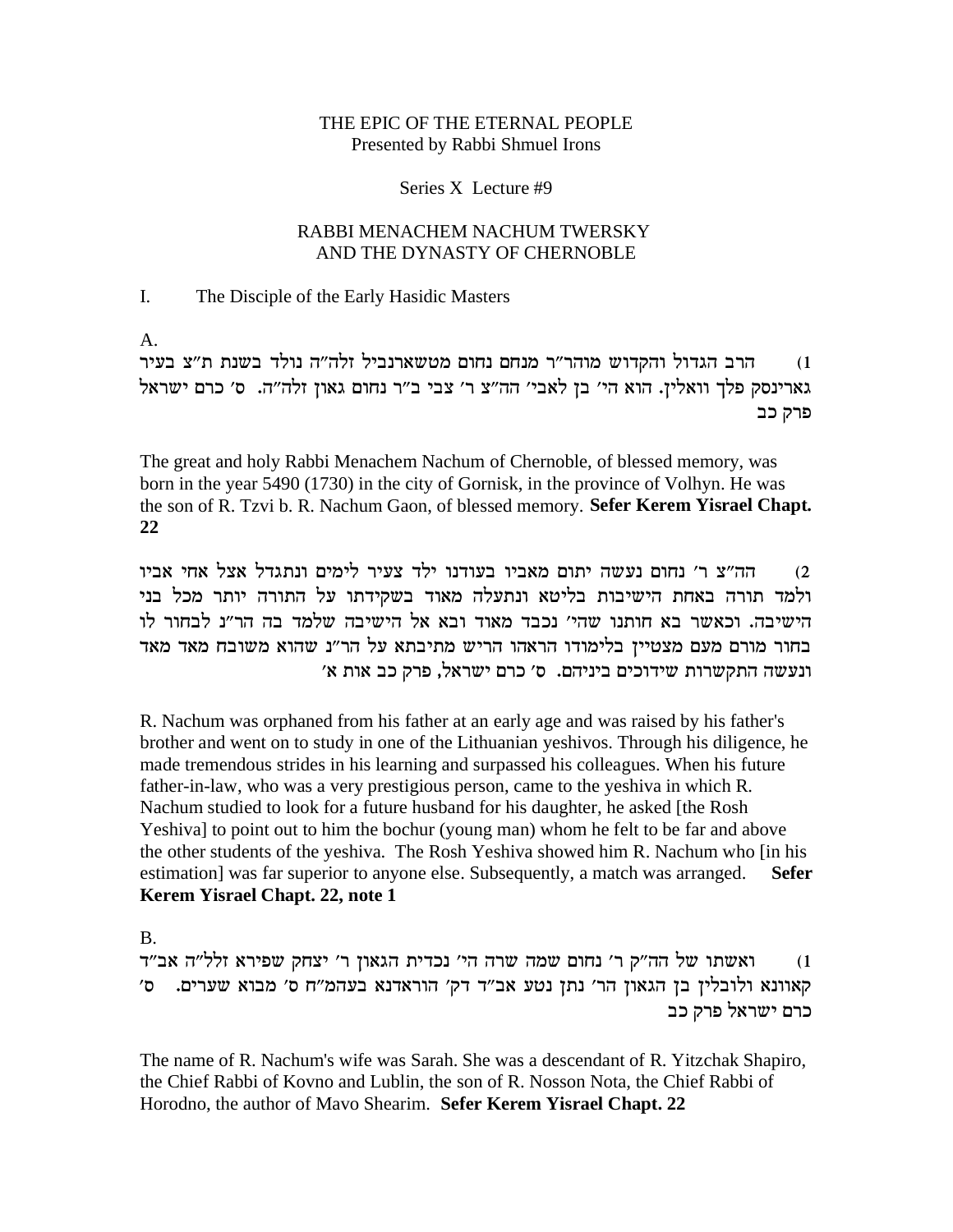THE EPIC OF THE ETERNAL PEOPLE
Presented by Rabbi Shmuel Irons

Series X Lecture #9

RABBI MENACHEM NACHUM TWERSKY
AND THE DYNASTY OF CHERNOBLE

I. The Disciple of the Early Hasidic Masters

A.

1) הרב הגדול והקדוש מוהר"ר מנחם נחום מטשארנביל זלה"ה נולד בשנת ת"צ בעיר גארינסק פלך וואלין. הוא הי' בן לאבי' הה"צ ר' צבי ב"ר נחום גאון זלה"ה. ס' כרם ישראל פרק כב

The great and holy Rabbi Menachem Nachum of Chernoble, of blessed memory, was born in the year 5490 (1730) in the city of Gornisk, in the province of Volhyn. He was the son of R. Tzvi b. R. Nachum Gaon, of blessed memory. **Sefer Kerem Yisrael Chapt. 22**

2) הה"צ ר' נחום נעשה יתום מאביו בעודנו ילד צעיר לימים ונתגדל אצל אחי אביו ולמד תורה באחת הישיבות בליטא ונתעלה מאוד בשקידתו על התורה יותר מכל בני הישיבה. וכאשר בא חותנו שהי' נכבד מאוד ובא אל הישיבה שלמד בה הר"נ לבחור לו בחור מורם מעם מצטיין בלימודו הראהו הריש מתיבתא על הר"נ שהוא משובח מאד מאד ונעשה התקשרות שידוכים ביניהם. ס' כרם ישראל, פרק כב אות א'

R. Nachum was orphaned from his father at an early age and was raised by his father's brother and went on to study in one of the Lithuanian yeshivos. Through his diligence, he made tremendous strides in his learning and surpassed his colleagues. When his future father-in-law, who was a very prestigious person, came to the yeshiva in which R. Nachum studied to look for a future husband for his daughter, he asked [the Rosh Yeshiva] to point out to him the bochur (young man) whom he felt to be far and above the other students of the yeshiva. The Rosh Yeshiva showed him R. Nachum who [in his estimation] was far superior to anyone else. Subsequently, a match was arranged. **Sefer Kerem Yisrael Chapt. 22, note 1**

B.

1) ואשתו של הה"ק ר' נחום שמה שרה הי' נכדית הגאון ר' יצחק שפירא זלל"ה אב"ד קאוונא ולובלין בן הגאון הר' נתן נטע אב"ד דק' הוראדנא בעהמ"ח ס' מבוא שערים. ס' כרם ישראל פרק כב

The name of R. Nachum's wife was Sarah. She was a descendant of R. Yitzchak Shapiro, the Chief Rabbi of Kovno and Lublin, the son of R. Nosson Nota, the Chief Rabbi of Horodno, the author of Mavo Shearim. **Sefer Kerem Yisrael Chapt. 22**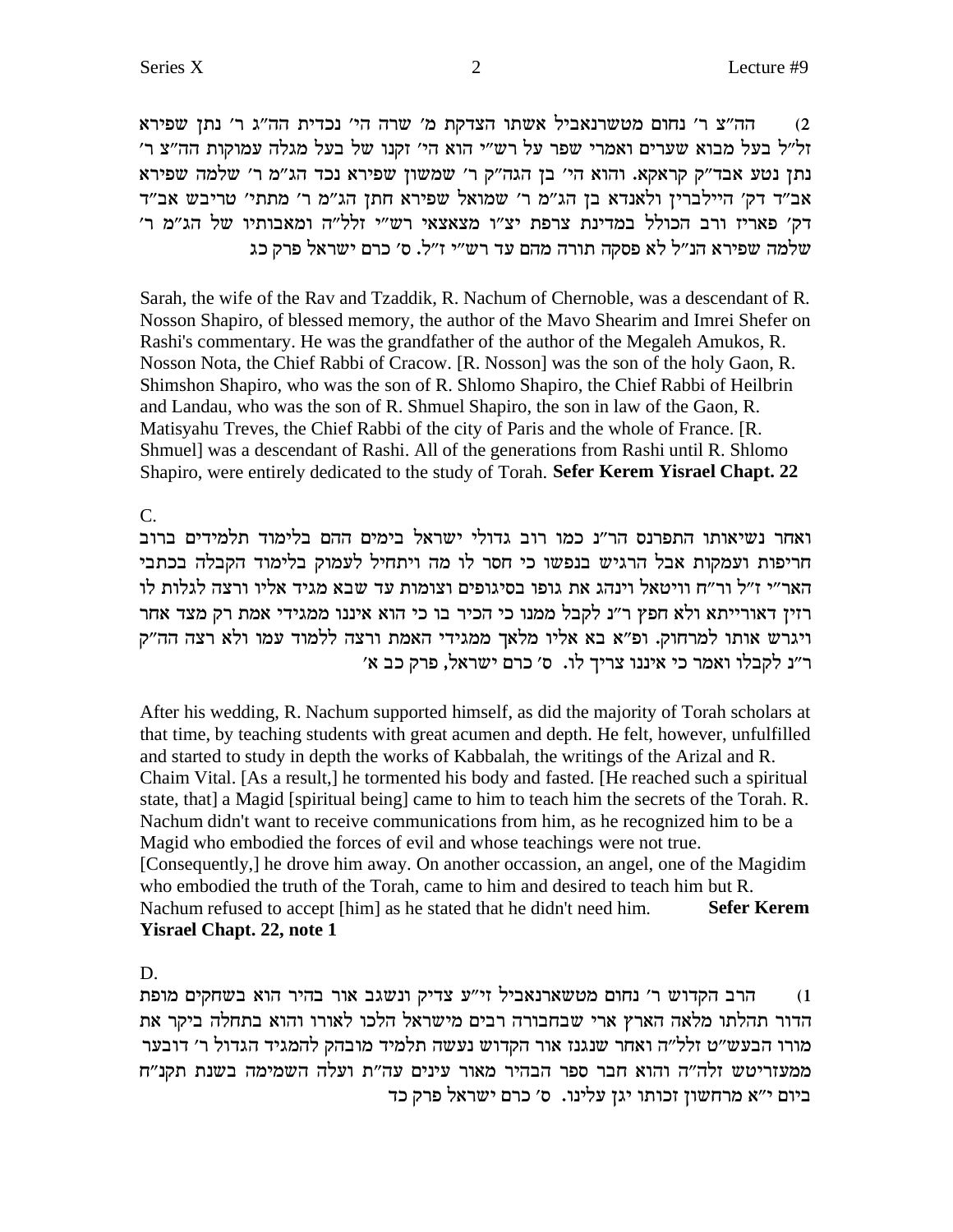2) הה"צ ר' נחום מטשרנאביל אשתו הצדקת מ' שרה הי' נכדית הה"ג ר' נתן שפירא זל"ל בעל מבוא שערים ואמרי שפר על רש"י הוא הי' זקנו של בעל מגלה עמוקות הה"צ ר' נתן נטע אבד"ק קראקא. והוא הי' בן הגה"ק ר' שמשון שפירא נכד הג"מ ר' שלמה שפירא אב"ד דק' היילברין ולאנדא בן הג"מ ר' שמואל שפירא חתן הג"מ ר' מתתי' טריבש אב"ד דק' פאריז ורב הכולל במדינת צרפת יצ"ו מצאצאי רש"י זלל"ה ומאבותיו של הג"מ ר' שלמה שפירא הנ"ל לא פסקה תורה מהם עד רש"י ז"ל. ס' כרם ישראל פרק כג

Sarah, the wife of the Rav and Tzaddik, R. Nachum of Chernoble, was a descendant of R. Nosson Shapiro, of blessed memory, the author of the Mavo Shearim and Imrei Shefer on Rashi's commentary. He was the grandfather of the author of the Megaleh Amukos, R. Nosson Nota, the Chief Rabbi of Cracow. [R. Nosson] was the son of the holy Gaon, R. Shimshon Shapiro, who was the son of R. Shlomo Shapiro, the Chief Rabbi of Heilbrin and Landau, who was the son of R. Shmuel Shapiro, the son in law of the Gaon, R. Matisyahu Treves, the Chief Rabbi of the city of Paris and the whole of France. [R. Shmuel] was a descendant of Rashi. All of the generations from Rashi until R. Shlomo Shapiro, were entirely dedicated to the study of Torah. **Sefer Kerem Yisrael Chapt. 22**

C.

ואחר נשיאותו התפרנס הר"נ כמו רוב גדולי ישראל בימים ההם בלימוד תלמידים ברוב חריפות ועמקות אבל הרגיש בנפשו כי חסר לו מה ויתחיל לעמוק בלימוד הקבלה בכתבי האר"י ז"ל ור"ח וויטאל וינהג את גופו בסיגופים וצומות עד שבא מגיד אליו ורצה לגלות לו רזין דאורייתא ולא חפץ ר"נ לקבל ממנו כי הכיר בו כי הוא איננו ממגידי אמת רק מצד אחר ויגרש אותו למרחוק. ופ"א בא אליו מלאך ממגידי האמת ורצה ללמוד עמו ולא רצה הה"ק ר"נ לקבלו ואמר כי איננו צריך לו. ס' כרם ישראל, פרק כב א'

After his wedding, R. Nachum supported himself, as did the majority of Torah scholars at that time, by teaching students with great acumen and depth. He felt, however, unfulfilled and started to study in depth the works of Kabbalah, the writings of the Arizal and R. Chaim Vital. [As a result,] he tormented his body and fasted. [He reached such a spiritual state, that] a Magid [spiritual being] came to him to teach him the secrets of the Torah. R. Nachum didn't want to receive communications from him, as he recognized him to be a Magid who embodied the forces of evil and whose teachings were not true. [Consequently,] he drove him away. On another occassion, an angel, one of the Magidim who embodied the truth of the Torah, came to him and desired to teach him but R. Nachum refused to accept [him] as he stated that he didn't need him. **Sefer Kerem Yisrael Chapt. 22, note 1**

D.

1) הרב הקדוש ר' נחום מטשארנאביל זי"ע צדיק ונשגב אור בהיר הוא בשחקים מופת הדור תהלתו מלאה הארץ ארי שבחבורה רבים מישראל הלכו לאורו והוא בתחלה ביקר את מורו הבעש"ט זלל"ה ואחר שנגנז אור הקדוש נעשה תלמיד מובהק להמגיד הגדול ר' דובער ממעזריטש זלה"ה והוא חבר ספר הבהיר מאור עינים עה"ת ועלה השמימה בשנת תקנ"ח ביום י"א מרחשון זכותו יגן עלינו. ס' כרם ישראל פרק כד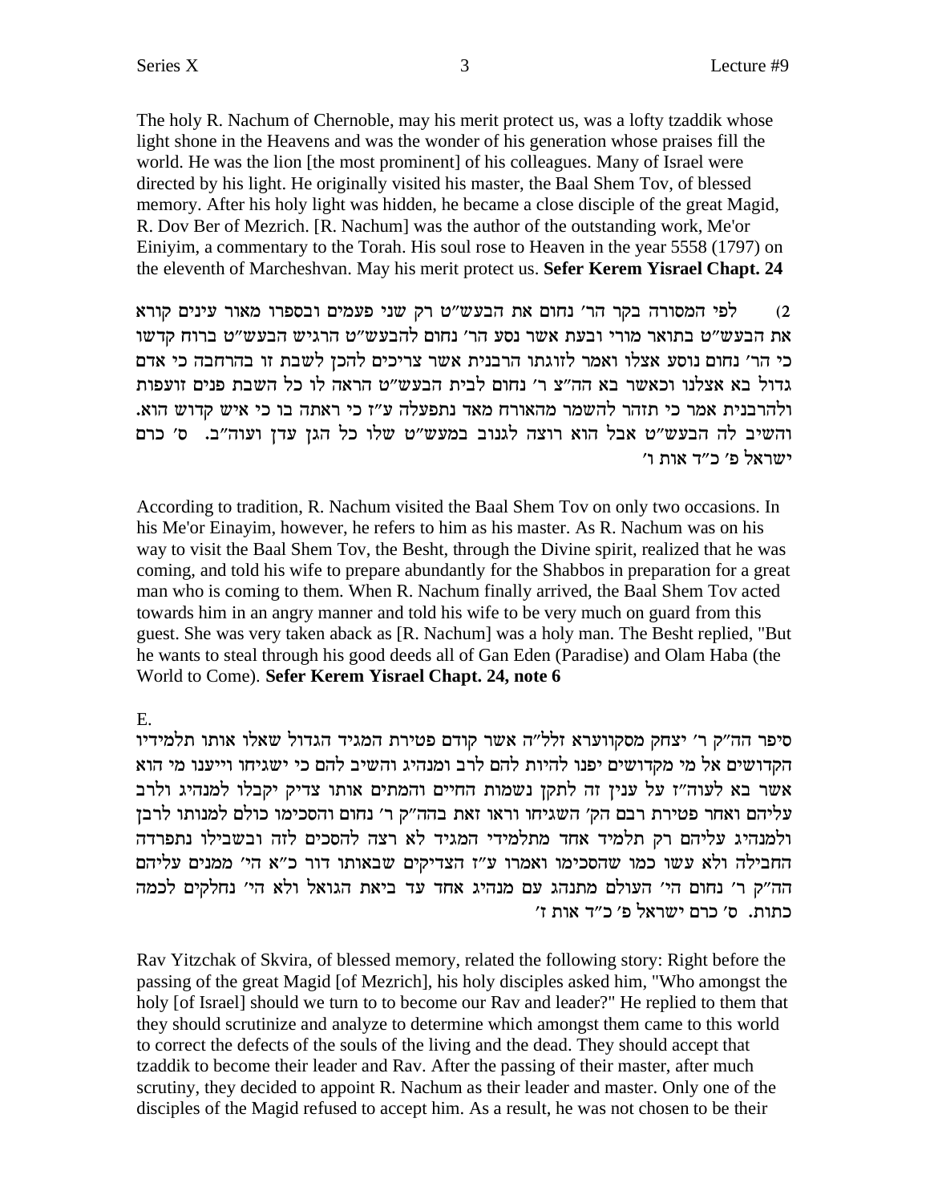The holy R. Nachum of Chernoble, may his merit protect us, was a lofty tzaddik whose light shone in the Heavens and was the wonder of his generation whose praises fill the world. He was the lion [the most prominent] of his colleagues. Many of Israel were directed by his light. He originally visited his master, the Baal Shem Tov, of blessed memory. After his holy light was hidden, he became a close disciple of the great Magid, R. Dov Ber of Mezrich. [R. Nachum] was the author of the outstanding work, Me'or Einiyim, a commentary to the Torah. His soul rose to Heaven in the year 5558 (1797) on the eleventh of Marcheshvan. May his merit protect us. **Sefer Kerem Yisrael Chapt. 24**

2) לפי המסורה בקר הר' נחום את הבעש"ט רק שני פעמים ובספרו מאור עינים קורא את הבעש"ט בתואר מורי ובעת אשר נסע הר' נחום להבעש"ט הרגיש הבעש"ט ברוח קדשו כי הר' נחום נוסע אצלו ואמר לזוגתו הרבנית אשר צריכים להכן לשבת זו בהרחבה כי אדם גדול בא אצלנו וכאשר בא הה"צ ר' נחום לבית הבעש"ט הראה לו כל השבת פנים זועפות ולהרבנית אמר כי תזהר להשמר מהאורח מאד נתפעלה ע"ז כי ראתה בו כי איש קדוש הוא. והשיב לה הבעש"ט אבל הוא רוצה לגנוב במעש"ט שלו כל הגן עדן ועוה"ב. ס' כרם ישראל פ' כ"ד אות ו'

According to tradition, R. Nachum visited the Baal Shem Tov on only two occasions. In his Me'or Einayim, however, he refers to him as his master. As R. Nachum was on his way to visit the Baal Shem Tov, the Besht, through the Divine spirit, realized that he was coming, and told his wife to prepare abundantly for the Shabbos in preparation for a great man who is coming to them. When R. Nachum finally arrived, the Baal Shem Tov acted towards him in an angry manner and told his wife to be very much on guard from this guest. She was very taken aback as [R. Nachum] was a holy man. The Besht replied, "But he wants to steal through his good deeds all of Gan Eden (Paradise) and Olam Haba (the World to Come). **Sefer Kerem Yisrael Chapt. 24, note 6**

E.

סיפר הה"ק ר' יצחק מסקווערא זלל"ה אשר קודם פטירת המגיד הגדול שאלו אותו תלמידיו הקדושים אל מי מקדושים יפנו להיות להם לרב ומנהיג והשיב להם כי ישגיחו וייענו מי הוא אשר בא לעוה"ז על ענין זה לתקן נשמות החיים והמתים אותו צדיק יקבלו למנהיג ולרב עליהם ואחר פטירת רבם הק' השגיחו וראו זאת בהה"ק ר' נחום והסכימו כולם למנותו לרבן ולמנהיג עליהם רק תלמיד אחד מתלמידי המגיד לא רצה להסכים לזה ובשבילו נתפרדה החבילה ולא עשו כמו שהסכימו ואמרו ע"ז הצדיקים שבאותו דור כ"א הי' ממנים עליהם הה"ק ר' נחום הי' העולם מתנהג עם מנהיג אחד עד ביאת הגואל ולא הי' נחלקים לכמה כתות. ס' כרם ישראל פ' כ"ד אות ז'

Rav Yitzchak of Skvira, of blessed memory, related the following story: Right before the passing of the great Magid [of Mezrich], his holy disciples asked him, "Who amongst the holy [of Israel] should we turn to to become our Rav and leader?" He replied to them that they should scrutinize and analyze to determine which amongst them came to this world to correct the defects of the souls of the living and the dead. They should accept that tzaddik to become their leader and Rav. After the passing of their master, after much scrutiny, they decided to appoint R. Nachum as their leader and master. Only one of the disciples of the Magid refused to accept him. As a result, he was not chosen to be their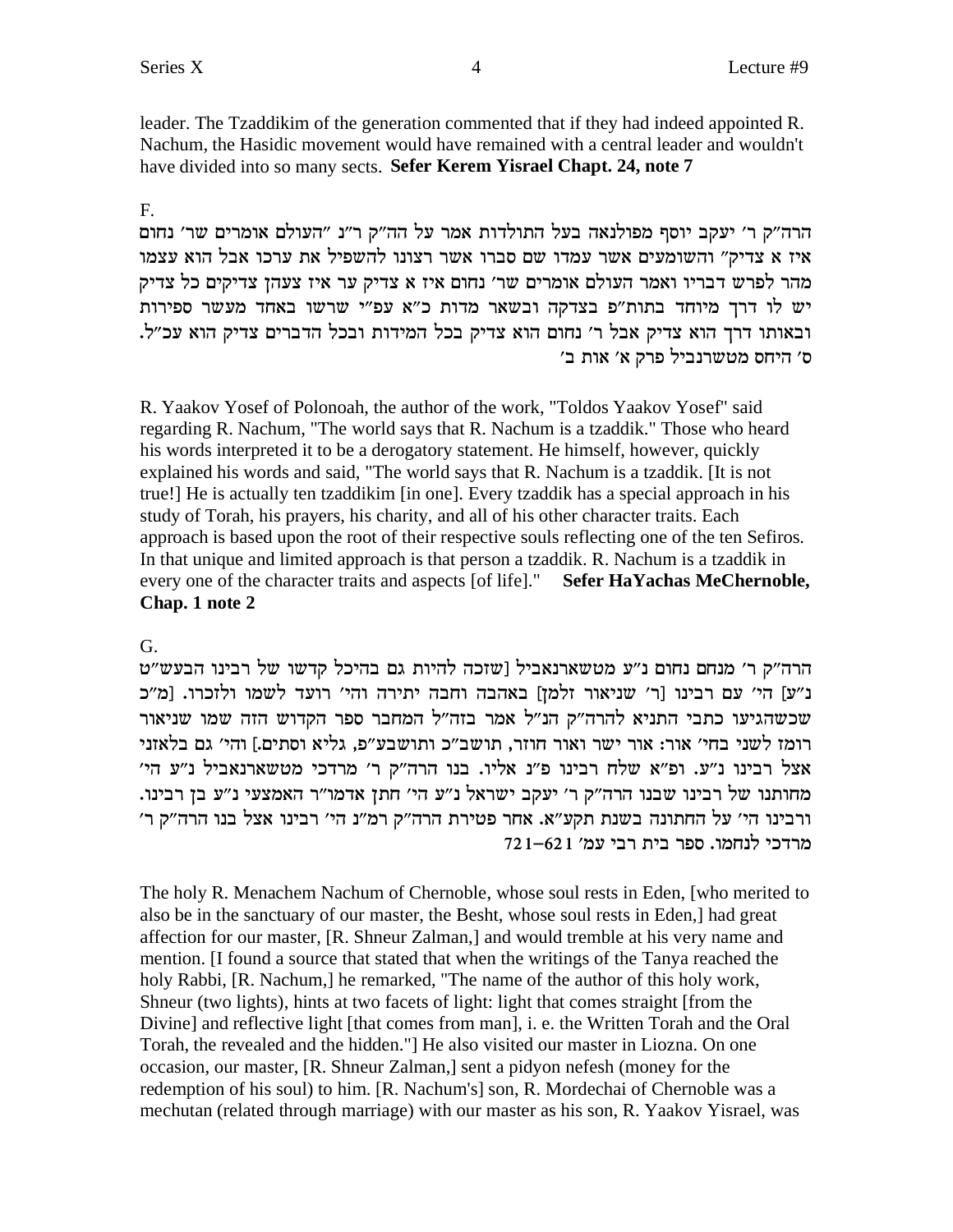leader. The Tzaddikim of the generation commented that if they had indeed appointed R. Nachum, the Hasidic movement would have remained with a central leader and wouldn't have divided into so many sects. **Sefer Kerem Yisrael Chapt. 24, note 7**

F.

הרה"ק ר' יעקב יוסף מפולנאה בעל התולדות אמר על הה"ק ר"נ "העולם אומרים שר' נחום איז א צדיק" והשומעים אשר עמדו שם סברו אשר רצונו להשפיל את ערכו אבל הוא עצמו מהר לפרש דבריו ואמר העולם אומרים שר' נחום איז א צדיק ער איז צעהן צדיקים כל צדיק יש לו דרך מיוחד בתו"פ בצדקה ובשאר מדות כ"א עפ"י שרשו באחד מעשר ספירות ובאותו דרך הוא צדיק אבל ר' נחום הוא צדיק בכל המידות ובכל הדברים צדיק הוא עכ"ל. ס' היחס מטשרנביל פרק א' אות ב'

R. Yaakov Yosef of Polonoah, the author of the work, "Toldos Yaakov Yosef" said regarding R. Nachum, "The world says that R. Nachum is a tzaddik." Those who heard his words interpreted it to be a derogatory statement. He himself, however, quickly explained his words and said, "The world says that R. Nachum is a tzaddik. [It is not true!] He is actually ten tzaddikim [in one]. Every tzaddik has a special approach in his study of Torah, his prayers, his charity, and all of his other character traits. Each approach is based upon the root of their respective souls reflecting one of the ten Sefiros. In that unique and limited approach is that person a tzaddik. R. Nachum is a tzaddik in every one of the character traits and aspects [of life]." **Sefer HaYachas MeChernoble, Chap. 1 note 2**

G.

הרה"ק ר' מנחם נחום נ"ע מטשארנאביל [שזכה להיות גם בהיכל קדשו של רבינו הבעש"ט נ"ע] הי' עם רבינו [ר' שניאור זלמן] באהבה וחבה יתירה והי' רועד לשמו ולזכרו. [מ"כ שכשהגיעו כתבי התניא להרה"ק הנ"ל אמר בזה"ל המחבר ספר הקדוש הזה שמו שניאור רומז לשני בחי' אור: אור ישר ואור חוזר, תושב"כ ותושבע"פ, גליא וסתים.] והי' גם בלאזני אצל רבינו נ"ע. ופ"א שלח רבינו פ"נ אליו. בנו הרה"ק ר' מרדכי מטשארנאביל נ"ע הי' מחותנו של רבינו שבנו הרה"ק ר' יעקב ישראל נ"ע הי' חתן אדמו"ר האמצעי נ"ע בן רבינו. ורבינו הי' על החתונה בשנת תקע"א. אחר פטירת הרה"ק רמ"נ הי' רבינו אצל בנו הרה"ק ר' מרדכי לנחמו. ספר בית רבי עמ' 62-721

The holy R. Menachem Nachum of Chernoble, whose soul rests in Eden, [who merited to also be in the sanctuary of our master, the Besht, whose soul rests in Eden,] had great affection for our master, [R. Shneur Zalman,] and would tremble at his very name and mention. [I found a source that stated that when the writings of the Tanya reached the holy Rabbi, [R. Nachum,] he remarked, "The name of the author of this holy work, Shneur (two lights), hints at two facets of light: light that comes straight [from the Divine] and reflective light [that comes from man], i. e. the Written Torah and the Oral Torah, the revealed and the hidden."] He also visited our master in Liozna. On one occasion, our master, [R. Shneur Zalman,] sent a pidyon nefesh (money for the redemption of his soul) to him. [R. Nachum's] son, R. Mordechai of Chernoble was a mechutan (related through marriage) with our master as his son, R. Yaakov Yisrael, was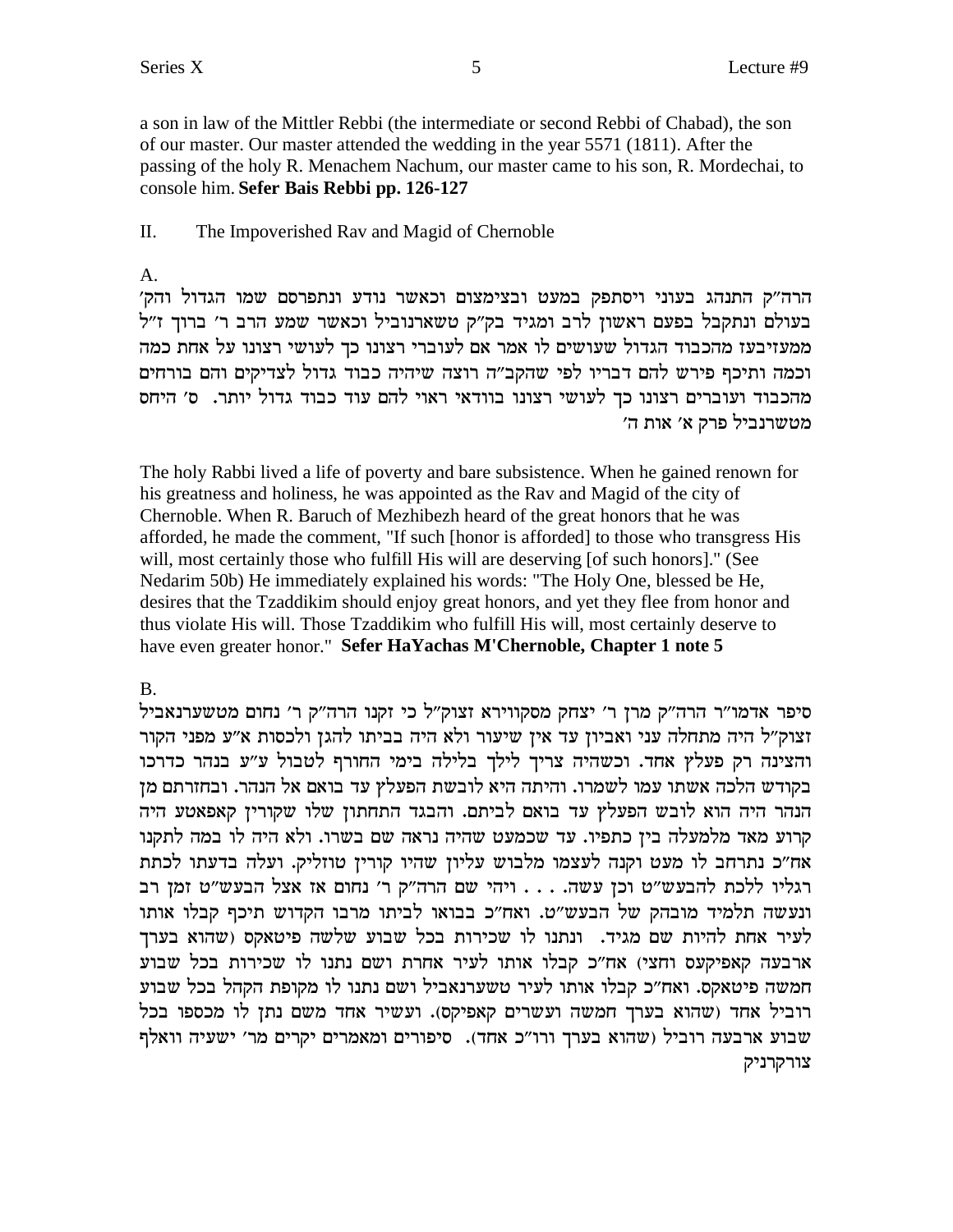a son in law of the Mittler Rebbi (the intermediate or second Rebbi of Chabad), the son of our master. Our master attended the wedding in the year 5571 (1811). After the passing of the holy R. Menachem Nachum, our master came to his son, R. Mordechai, to console him. **Sefer Bais Rebbi pp. 126-127**

II. The Impoverished Rav and Magid of Chernoble

A.

הרה"ק התנהג בעוני ויסתפק במעט ובצימצום וכאשר נודע ונתפרסם שמו הגדול והק' בעולם ונתקבל בפעם ראשון לרב ומגיד בק"ק טשארנוביל וכאשר שמע הרב ר' ברוך ז"ל ממעזיבעז מהכבוד הגדול שעושים לו אמר אם לעוברי רצונו כך לעושי רצונו על אחת כמה וכמה ותיכף פירש להם דבריו לפי שהקב"ה רוצה שיהיה כבוד גדול לצדיקים והם בורחים מהכבוד ועוברים רצונו כך לעושי רצונו בוודאי ראוי להם עוד כבוד גדול יותר. ס' היחס מטשרנביל פרק א' אות ה'

The holy Rabbi lived a life of poverty and bare subsistence. When he gained renown for his greatness and holiness, he was appointed as the Rav and Magid of the city of Chernoble. When R. Baruch of Mezhibezh heard of the great honors that he was afforded, he made the comment, "If such [honor is afforded] to those who transgress His will, most certainly those who fulfill His will are deserving [of such honors]." (See Nedarim 50b) He immediately explained his words: "The Holy One, blessed be He, desires that the Tzaddikim should enjoy great honors, and yet they flee from honor and thus violate His will. Those Tzaddikim who fulfill His will, most certainly deserve to have even greater honor." **Sefer HaYachas M'Chernoble, Chapter 1 note 5**

B.

סיפר אדמו"ר הרה"ק מרן ר' יצחק מסקווירא זצוק"ל כי זקנו הרה"ק ר' נחום מטשערנאביל זצוק"ל היה מתחלה עני ואביון עד אין שיעור ולא היה בביתו להגן ולכסות א"ע מפני הקור והצינה רק פעלץ אחד. וכשהיה צריך לילך בלילה בימי החורף לטבול ע"ע בנהר כדרכו בקודש הלכה אשתו עמו לשמרו. והיתה היא לובשת הפעלץ עד בואם אל הנהר. ובחזרתם מן הנהר היה הוא לובש הפעלץ עד בואם לביתם. והבגד התחתון שלו שקורין קאפאטע היה קרוע מאד מלמעלה בין כתפיו. עד שכמעט שהיה נראה שם בשרו. ולא היה לו במה לתקנו אח"כ נתרחב לו מעט וקנה לעצמו מלבוש עליון שהיו קורין טוזליק. ועלה בדעתו לכתת רגליו ללכת להבעש"ט וכן עשה. . . . ויהי שם הרה"ק ר' נחום אז אצל הבעש"ט זמן רב ונעשה תלמיד מובהק של הבעש"ט. ואח"כ בבואו לביתו מרבו הקדוש תיכף קבלו אותו לעיר אחת להיות שם מגיד. ונתנו לו שכירות בכל שבוע שלשה פיטאקס (שהוא בערך ארבעה קאפיקעס וחצי) אח"כ קבלו אותו לעיר אחרת ושם נתנו לו שכירות בכל שבוע חמשה פיטאקס. ואח"כ קבלו אותו לעיר טשערנאביל ושם נתנו לו מקופת הקהל בכל שבוע רוביל אחד (שהוא בערך חמשה ועשרים קאפיקס). ועשיר אחד משם נתן לו מכספו בכל שבוע ארבעה רוביל (שהוא בערך ורו"כ אחד). סיפורים ומאמרים יקרים מר' ישעיה וואלף צורקרניק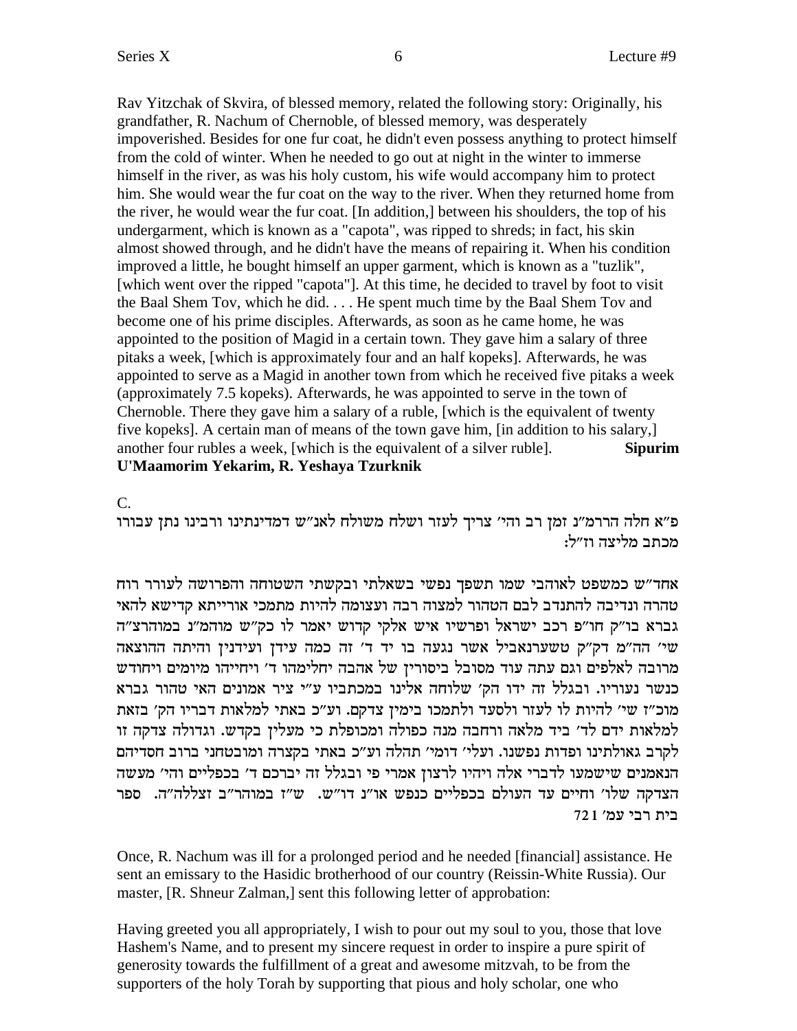Rav Yitzchak of Skvira, of blessed memory, related the following story: Originally, his grandfather, R. Nachum of Chernoble, of blessed memory, was desperately impoverished. Besides for one fur coat, he didn't even possess anything to protect himself from the cold of winter. When he needed to go out at night in the winter to immerse himself in the river, as was his holy custom, his wife would accompany him to protect him. She would wear the fur coat on the way to the river. When they returned home from the river, he would wear the fur coat. [In addition,] between his shoulders, the top of his undergarment, which is known as a "capota", was ripped to shreds; in fact, his skin almost showed through, and he didn't have the means of repairing it. When his condition improved a little, he bought himself an upper garment, which is known as a "tuzlik", [which went over the ripped "capota"]. At this time, he decided to travel by foot to visit the Baal Shem Tov, which he did. . . . He spent much time by the Baal Shem Tov and become one of his prime disciples. Afterwards, as soon as he came home, he was appointed to the position of Magid in a certain town. They gave him a salary of three pitaks a week, [which is approximately four and an half kopeks]. Afterwards, he was appointed to serve as a Magid in another town from which he received five pitaks a week (approximately 7.5 kopeks). Afterwards, he was appointed to serve in the town of Chernoble. There they gave him a salary of a ruble, [which is the equivalent of twenty five kopeks]. A certain man of means of the town gave him, [in addition to his salary,] another four rubles a week, [which is the equivalent of a silver ruble]. **Sipurim U'Maamorim Yekarim, R. Yeshaya Tzurknik**

C.

פ"א חלה הרמ"נ זמן רב והי' צריך לעזר ושלח משולח לאנ"ש דמדינתינו ורבינו נתן עבורו מכתב מליצה וז"ל:

אחד"ש כמשפט לאוהבי שמו תשפך נפשי בשאלתי ובקשתי השטוחה והפרושה לעורר רוח טהרה ונדיבה להתנדב לבם הטהור למצוה רבה ועצומה להיות מתמכי אורייתא קדישא להאי גברא בו"ק חו"פ רכב ישראל ופרשיו איש אלקי קדוש יאמר לו כק"ש מוהמ"נ במוהרצ"ה שי' הה"מ דק"ק טשערנאביל אשר נגעה בו יד ד' זה כמה עידן ועידנין והיתה ההוצאה מרובה לאלפים וגם עתה עוד מסובל ביסורין של אהבה יחלימהו ד' ויחייהו מיומים ויחודש כנשר נעוריו. ובגלל זה ידו הק' שלוחה אלינו במכתביו ע"י ציר אמונים האי טהור גברא מוכ"ז שי' להיות לו לעזר ולסעד ולתמכו בימין צדקם. וע"כ באתי למלאות דבריו הק' בזאת למלאות ידם לד' ביד מלאה ורחבה מנה כפולה ומכופלת כי מעלין בקדש. וגדולה צדקה זו לקרב גאולתינו ופדות נפשנו. ועלי' דומי' תהלה וע"כ באתי בקצרה ומובטחני ברוב חסדיהם הנאמנים שישמעו לדברי אלה ויהיו לרצון אמרי פי ובגלל זה יברכם ד' בכפליים והי' מעשה הצדקה שלו' וחיים עד העולם בכפליים כנפש או"נ דו"ש. ש"ז במוהר"ב זצללה"ה. ספר בית רבי עמ' 721

Once, R. Nachum was ill for a prolonged period and he needed [financial] assistance. He sent an emissary to the Hasidic brotherhood of our country (Reissin-White Russia). Our master, [R. Shneur Zalman,] sent this following letter of approbation:

Having greeted you all appropriately, I wish to pour out my soul to you, those that love Hashem's Name, and to present my sincere request in order to inspire a pure spirit of generosity towards the fulfillment of a great and awesome mitzvah, to be from the supporters of the holy Torah by supporting that pious and holy scholar, one who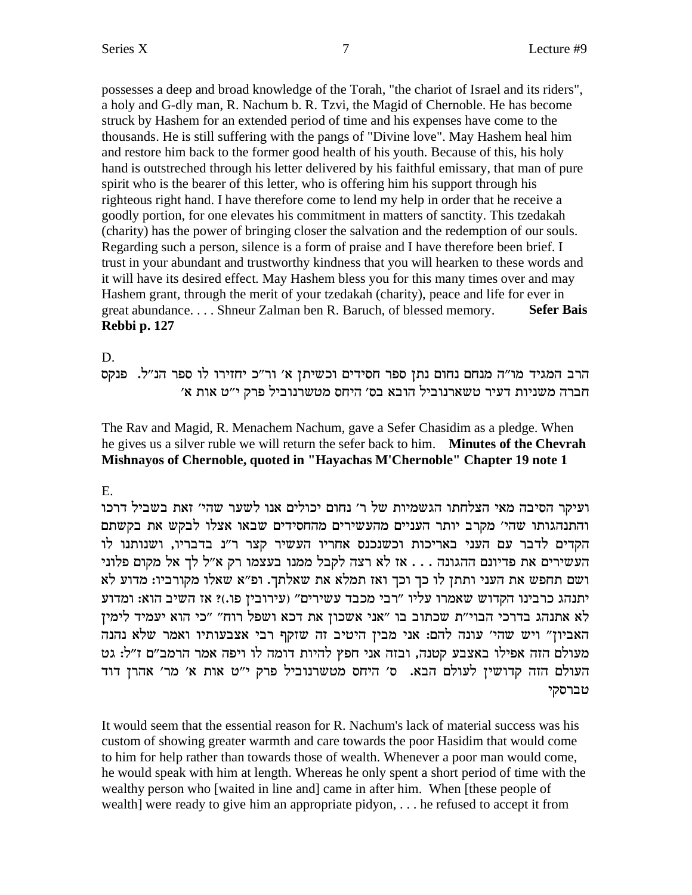possesses a deep and broad knowledge of the Torah, "the chariot of Israel and its riders", a holy and G-dly man, R. Nachum b. R. Tzvi, the Magid of Chernoble. He has become struck by Hashem for an extended period of time and his expenses have come to the thousands. He is still suffering with the pangs of "Divine love". May Hashem heal him and restore him back to the former good health of his youth. Because of this, his holy hand is outstreched through his letter delivered by his faithful emissary, that man of pure spirit who is the bearer of this letter, who is offering him his support through his righteous right hand. I have therefore come to lend my help in order that he receive a goodly portion, for one elevates his commitment in matters of sanctity. This tzedakah (charity) has the power of bringing closer the salvation and the redemption of our souls. Regarding such a person, silence is a form of praise and I have therefore been brief. I trust in your abundant and trustworthy kindness that you will hearken to these words and it will have its desired effect. May Hashem bless you for this many times over and may Hashem grant, through the merit of your tzedakah (charity), peace and life for ever in great abundance. . . . Shneur Zalman ben R. Baruch, of blessed memory. **Sefer Bais Rebbi p. 127**

D.

הרב המגיד מו"ה מנחם נחום נתן ספר חסידים וכשיתן א' ור"כ יחזירו לו ספר הנ"ל. פנקס חברה משניות דעיר טשארנוביל הובא בס' היחס מטשרנוביל פרק י"ט אות א'

The Rav and Magid, R. Menachem Nachum, gave a Sefer Chasidim as a pledge. When he gives us a silver ruble we will return the sefer back to him. **Minutes of the Chevrah Mishnayos of Chernoble, quoted in "Hayachas M'Chernoble" Chapter 19 note 1**

E.

ועיקר הסיבה מאי הצלחתו הגשמיות של ר' נחום יכולים אנו לשער שהי' זאת בשביל דרכו והתנהגותו שהי' מקרב יותר העניים מהעשירים מהחסידים שבאו אצלו לבקש את בקשתם הקדים לדבר עם העני באריכות וכשנכנס אחריו העשיר קצר ר"נ בדבריו, ושנותנו לו העשירים את פדיונם ההגונה . . . אז לא רצה לקבל ממנו בעצמו רק א"ל לך אל מקום פלוני ושם תחפש את העני ותתן לו כך וכך ואז תמלא את שאלתך. ופ"א שאלו מקורביו: מדוע לא יתנהג כרבינו הקדוש שאמרו עליו "רבי מכבד עשירים" (עירובין פו.)? אז השיב הוא: ומדוע לא אתנהג בדרכי הבוי"ת שכתוב בו "אני אשכון את דכא ושפל רוח" "כי הוא יעמיד לימין האביון" ויש שהי' עונה להם: אני מבין היטיב זה שזקף רבי אצבעותיו ואמר שלא נהנה מעולם הזה אפילו באצבע קטנה, ובזה אני חפץ להיות דומה לו ויפה אמר הרמב"ם ז"ל: גט העולם הזה קדושין לעולם הבא. ס' היחס מטשרנוביל פרק י"ט אות א' מר' אהרן דוד טברסקי

It would seem that the essential reason for R. Nachum's lack of material success was his custom of showing greater warmth and care towards the poor Hasidim that would come to him for help rather than towards those of wealth. Whenever a poor man would come, he would speak with him at length. Whereas he only spent a short period of time with the wealthy person who [waited in line and] came in after him. When [these people of wealth] were ready to give him an appropriate pidyon, . . . he refused to accept it from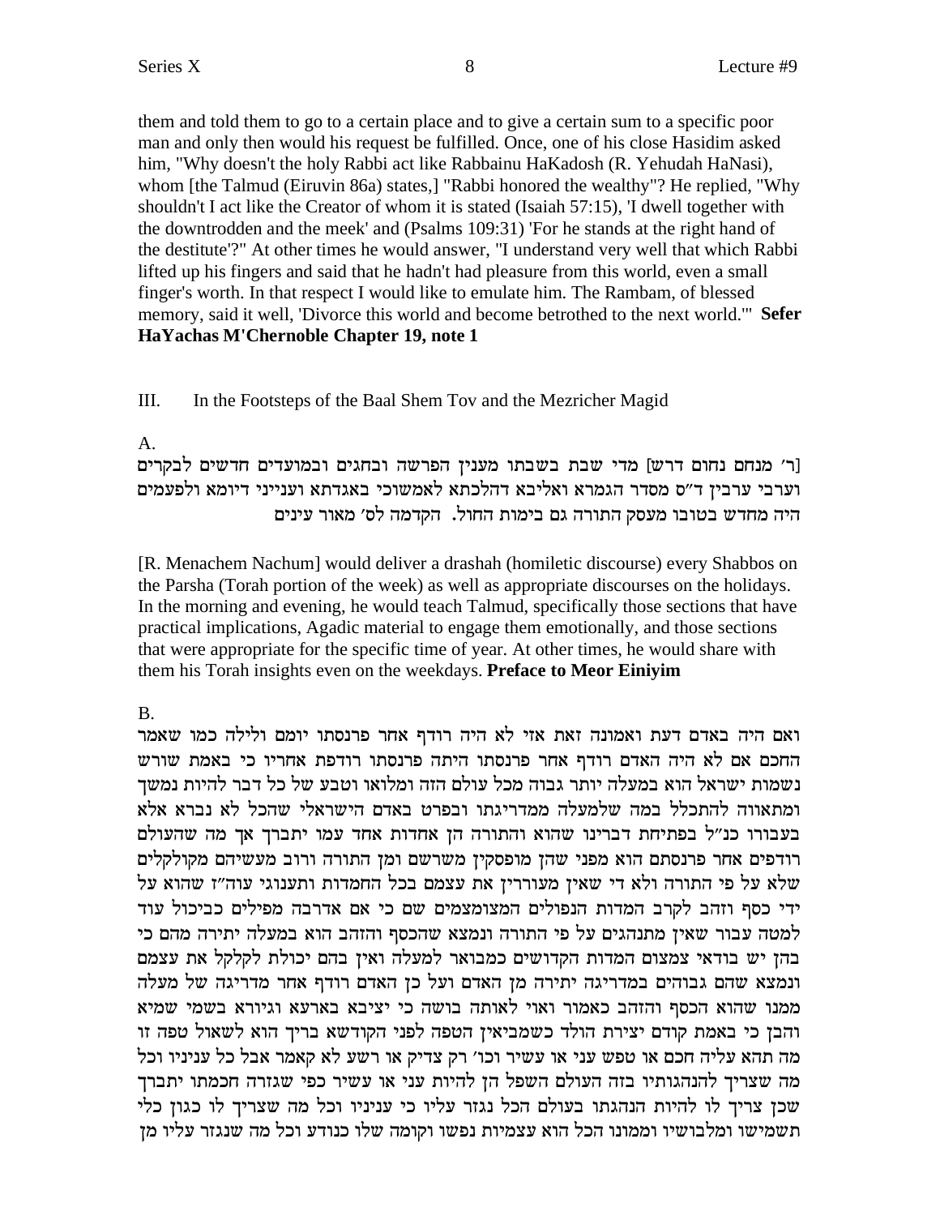them and told them to go to a certain place and to give a certain sum to a specific poor man and only then would his request be fulfilled. Once, one of his close Hasidim asked him, "Why doesn't the holy Rabbi act like Rabbainu HaKadosh (R. Yehudah HaNasi), whom [the Talmud (Eiruvin 86a) states,] "Rabbi honored the wealthy"? He replied, "Why shouldn't I act like the Creator of whom it is stated (Isaiah 57:15), 'I dwell together with the downtrodden and the meek' and (Psalms 109:31) 'For he stands at the right hand of the destitute'?" At other times he would answer, "I understand very well that which Rabbi lifted up his fingers and said that he hadn't had pleasure from this world, even a small finger's worth. In that respect I would like to emulate him. The Rambam, of blessed memory, said it well, 'Divorce this world and become betrothed to the next world.'" **Sefer HaYachas M'Chernoble Chapter 19, note 1**

III. In the Footsteps of the Baal Shem Tov and the Mezricher Magid

A.

[ר' מנחם נחום דרש] מדי שבת בשבתו מענין הפרשה ובחגים ובמועדים חדשים לבקרים וערבי ערבין ד"ס מסדר הגמרא ואליבא דהלכתא לאמשוכי באגדתא ועניני דיומא ולפעמים היה מחדש בטובו מעסק התורה גם בימות החול. הקדמה לס' מאור עינים

[R. Menachem Nachum] would deliver a drashah (homiletic discourse) every Shabbos on the Parsha (Torah portion of the week) as well as appropriate discourses on the holidays. In the morning and evening, he would teach Talmud, specifically those sections that have practical implications, Agadic material to engage them emotionally, and those sections that were appropriate for the specific time of year. At other times, he would share with them his Torah insights even on the weekdays. **Preface to Meor Einiyim**

B.

ואם היה באדם דעת ואמונה זאת אזי לא היה רודף אחר פרנסתו יומם ולילה כמו שאמר החכם אם לא היה האדם רודף אחר פרנסתו היתה פרנסתו רודפת אחריו כי באמת שורש נשמות ישראל הוא במעלה יותר גבוה מכל עולם הזה ומלואו וטבע של כל דבר להיות נמשך ומתאווה להתכלל במה שלמעלה ממדריגתו ובפרט באדם הישראלי שהכל לא נברא אלא בעבורו כנ"ל בפתיחת דברינו שהוא והתורה הן אחדות אחד עמו יתברך אך מה שהעולם רודפים אחר פרנסתם הוא מפני שהן מופסקין משרשם ומן התורה ורוב מעשיהם מקולקלים שלא על פי התורה ולא די שאין מעוררין את עצמם בכל החמדות ותענוגי עוה"ז שהוא על ידי כסף וזהב לקרב המדות הנפולים המצומצמים שם כי אם אדרבה מפילים כביכול עוד למטה עבור שאין מתנהגים על פי התורה ונמצא שהכסף והזהב הוא במעלה יתירה מהם כי בהן יש בודאי צמצום המדות הקדושים כמבואר למעלה ואין בהם יכולת לקלקל את עצמם ונמצא שהם גבוהים במדריגה יתירה מן האדם ועל כן האדם רודף אחר מדריגה של מעלה ממנו שהוא הכסף והזהב כאמור ואוי לאותה בושה כי יציבא בארעא וגיורא בשמי שמיא והבן כי באמת קודם יצירת הולד כשמביאין הטפה לפני הקודשא בריך הוא לשאול טפה זו מה תהא עליה חכם או טפש עני או עשיר וכו' רק צדיק או רשע לא קאמר אבל כל עניניו וכל מה שצריך להנהגותיו בזה העולם השפל הן להיות עני או עשיר כפי שגזרה חכמתו יתברך שכן צריך לו להיות הנהגתו בעולם הכל נגזר עליו כי עניניו וכל מה שצריך לו כגון כלי תשמישו ומלבושיו וממונו הכל הוא עצמיות נפשו וקומה שלו כנודע וכל מה שנגזר עליו מן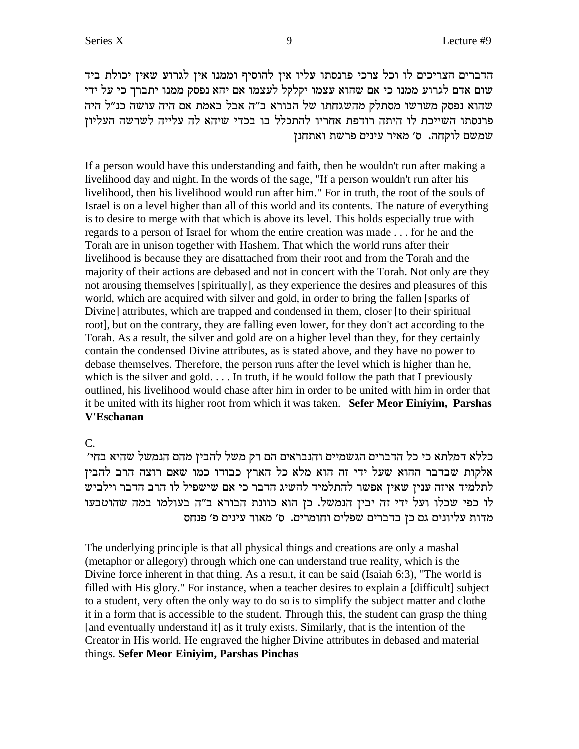הדברים הצריכים לו וכל צרכי פרנסתו עליו אין להוסיף וממנו אין לגרוע שאין יכולת ביד שום אדם לגרוע ממנו כי אם שהוא עצמו יקלקל לעצמו אם יהא נפסק ממנו יתברך כי על ידי שהוא נפסק משרשו מסתלק מהשגחתו של הבורא ב"ה אבל באמת אם היה עושה כנ"ל היה פרנסתו השייכת לו היתה רודפת אחריו להתכלל בו בכדי שיהא לה עלייה לשרשה העליון שמשם לוקחה. ס' מאיר עינים פרשת ואתחנן

If a person would have this understanding and faith, then he wouldn't run after making a livelihood day and night. In the words of the sage, "If a person wouldn't run after his livelihood, then his livelihood would run after him." For in truth, the root of the souls of Israel is on a level higher than all of this world and its contents. The nature of everything is to desire to merge with that which is above its level. This holds especially true with regards to a person of Israel for whom the entire creation was made . . . for he and the Torah are in unison together with Hashem. That which the world runs after their livelihood is because they are disattached from their root and from the Torah and the majority of their actions are debased and not in concert with the Torah. Not only are they not arousing themselves [spiritually], as they experience the desires and pleasures of this world, which are acquired with silver and gold, in order to bring the fallen [sparks of Divine] attributes, which are trapped and condensed in them, closer [to their spiritual root], but on the contrary, they are falling even lower, for they don't act according to the Torah. As a result, the silver and gold are on a higher level than they, for they certainly contain the condensed Divine attributes, as is stated above, and they have no power to debase themselves. Therefore, the person runs after the level which is higher than he, which is the silver and gold. . . . In truth, if he would follow the path that I previously outlined, his livelihood would chase after him in order to be united with him in order that it be united with its higher root from which it was taken. **Sefer Meor Einiyim, Parshas V'Eschanan**

C.

כללא דמלתא כי כל הדברים הגשמיים והנבראים הם רק משל להבין מהם הנמשל שהיא בחי' אלקות שבדבר ההוא שעל ידי זה הוא מלא כל הארץ כבודו כמו שאם רוצה הרב להבין לתלמיד איזה ענין שאין אפשר להתלמיד להשיג הדבר כי אם שישפיל לו הרב הדבר וילביש לו כפי שכלו ועל ידי זה יבין הנמשל. כן הוא כוונת הבורא ב"ה בעולמו במה שהוטבעו מדות עליונים גם כן בדברים שפלים וחומרים. ס' מאור עינים פ' פנחס

The underlying principle is that all physical things and creations are only a mashal (metaphor or allegory) through which one can understand true reality, which is the Divine force inherent in that thing. As a result, it can be said (Isaiah 6:3), "The world is filled with His glory." For instance, when a teacher desires to explain a [difficult] subject to a student, very often the only way to do so is to simplify the subject matter and clothe it in a form that is accessible to the student. Through this, the student can grasp the thing [and eventually understand it] as it truly exists. Similarly, that is the intention of the Creator in His world. He engraved the higher Divine attributes in debased and material things. **Sefer Meor Einiyim, Parshas Pinchas**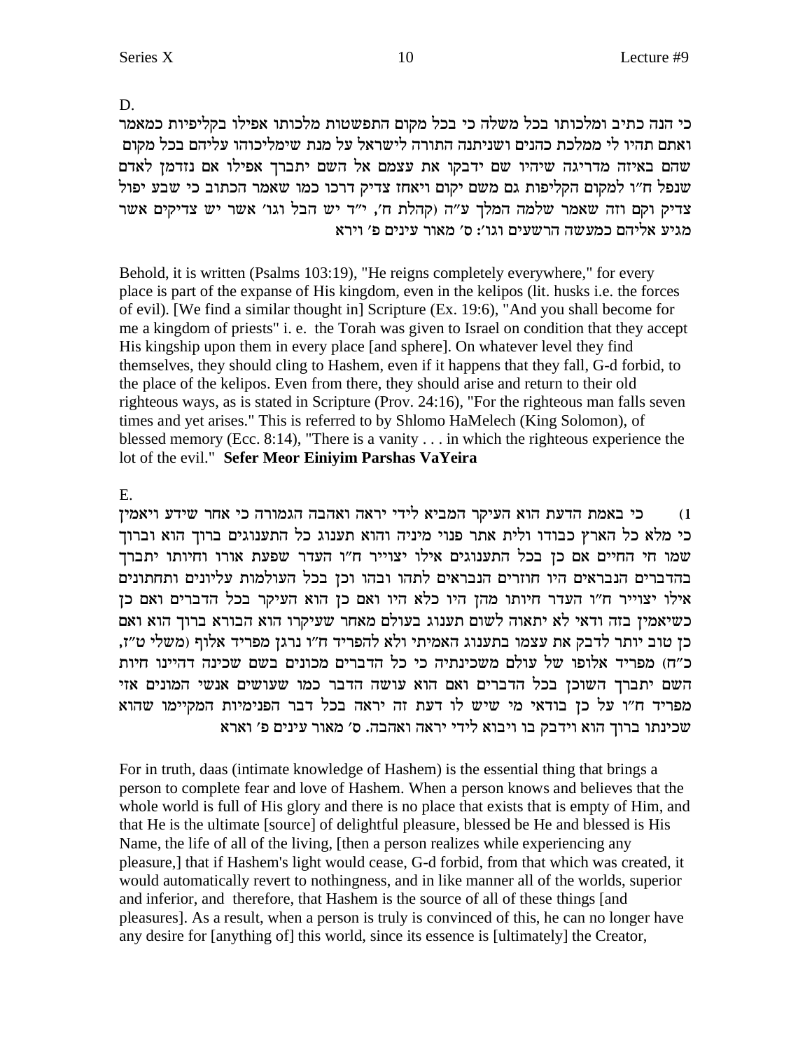D.

כי הנה כתיב ומלכותו בכל משלה כי בכל מקום התפשטות מלכותו אפילו בקליפיות כמאמר ואתם תהיו לי ממלכת כהנים ושניתנה התורה לישראל על מנת שימליכוהו עליהם בכל מקום שהם באיזה מדריגה שיהיו שם ידבקו את עצמם אל השם יתברך אפילו אם נזדמן לאדם שנפל ח"ו למקום הקליפות גם משם יקום ויאחז צדיק דרכו כמו שאמר הכתוב כי שבע יפול צדיק וקם וזה שאמר שלמה המלך ע"ה (קהלת ח', י"ד יש הבל וגו' אשר יש צדיקים אשר מגיע אליהם כמעשה הרשעים וגו': ס' מאור עינים פ' וירא

Behold, it is written (Psalms 103:19), "He reigns completely everywhere," for every place is part of the expanse of His kingdom, even in the kelipos (lit. husks i.e. the forces of evil). [We find a similar thought in] Scripture (Ex. 19:6), "And you shall become for me a kingdom of priests" i. e. the Torah was given to Israel on condition that they accept His kingship upon them in every place [and sphere]. On whatever level they find themselves, they should cling to Hashem, even if it happens that they fall, G-d forbid, to the place of the kelipos. Even from there, they should arise and return to their old righteous ways, as is stated in Scripture (Prov. 24:16), "For the righteous man falls seven times and yet arises." This is referred to by Shlomo HaMelech (King Solomon), of blessed memory (Ecc. 8:14), "There is a vanity . . . in which the righteous experience the lot of the evil." **Sefer Meor Einiyim Parshas VaYeira**

E.

1) כי באמת הדעת הוא העיקר המביא לידי יראה ואהבה הגמורה כי אחר שידע ויאמין כי מלא כל הארץ כבודו ולית אתר פנוי מיניה והוא תענוג כל התענוגים ברוך הוא וברוך שמו חי החיים אם כן בכל התענוגים אילו יצוייר ח"ו העדר שפעת אורו וחיותו יתברך בהדברים הנבראים היו חוזרים הנבראים לתהו ובהו וכן בכל העולמות עליונים ותחתונים אילו יצוייר ח"ו העדר חיותו מהן היו כלא היו ואם כן הוא העיקר בכל הדברים ואם כן כשיאמין בזה ודאי לא יתאוה לשום תענוג בעולם מאחר שעיקרו הוא הבורא ברוך הוא ואם כן טוב יותר לדבק את עצמו בתענוג האמיתי ולא להפריד ח"ו נרגן מפריד אלוף (משלי ט"ז, כ"ח) מפריד אלופו של עולם משכינתיה כי כל הדברים מכונים בשם שכינה דהיינו חיות השם יתברך השוכן בכל הדברים ואם הוא עושה הדבר כמו שעושים אנשי המונים אזי מפריד ח"ו על כן בודאי מי שיש לו דעת זה יראה בכל דבר הפנימיות המקיימו שהוא שכינתו ברוך הוא וידבק בו ויבוא לידי יראה ואהבה. ס' מאור עינים פ' וארא

For in truth, daas (intimate knowledge of Hashem) is the essential thing that brings a person to complete fear and love of Hashem. When a person knows and believes that the whole world is full of His glory and there is no place that exists that is empty of Him, and that He is the ultimate [source] of delightful pleasure, blessed be He and blessed is His Name, the life of all of the living, [then a person realizes while experiencing any pleasure,] that if Hashem's light would cease, G-d forbid, from that which was created, it would automatically revert to nothingness, and in like manner all of the worlds, superior and inferior, and therefore, that Hashem is the source of all of these things [and pleasures]. As a result, when a person is truly is convinced of this, he can no longer have any desire for [anything of] this world, since its essence is [ultimately] the Creator,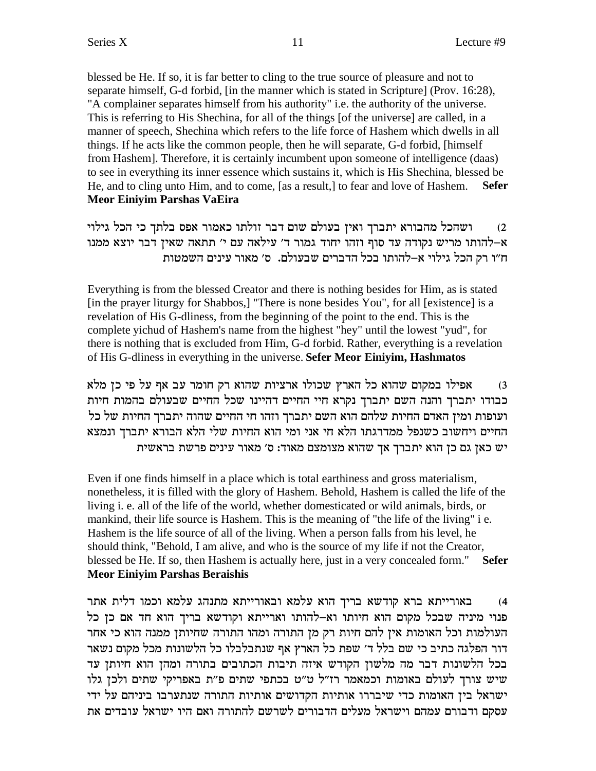blessed be He. If so, it is far better to cling to the true source of pleasure and not to separate himself, G-d forbid, [in the manner which is stated in Scripture] (Prov. 16:28), "A complainer separates himself from his authority" i.e. the authority of the universe. This is referring to His Shechina, for all of the things [of the universe] are called, in a manner of speech, Shechina which refers to the life force of Hashem which dwells in all things. If he acts like the common people, then he will separate, G-d forbid, [himself from Hashem]. Therefore, it is certainly incumbent upon someone of intelligence (daas) to see in everything its inner essence which sustains it, which is His Shechina, blessed be He, and to cling unto Him, and to come, [as a result,] to fear and love of Hashem. **Sefer Meor Einiyim Parshas VaEira**

2) ושהכל מהבורא יתברך ואין בעולם שום דבר זולתו כאמור אפס בלתך כי הכל גילוי א–להותו מריש נקודה עד סוף וזהו יחוד גמור ד' עילאה עם י' תתאה שאין דבר יוצא ממנו ח"ו רק הכל גילוי א–להותו בכל הדברים שבעולם. ס' מאור עינים השמטות

Everything is from the blessed Creator and there is nothing besides for Him, as is stated [in the prayer liturgy for Shabbos,] "There is none besides You", for all [existence] is a revelation of His G-dliness, from the beginning of the point to the end. This is the complete yichud of Hashem's name from the highest "hey" until the lowest "yud", for there is nothing that is excluded from Him, G-d forbid. Rather, everything is a revelation of His G-dliness in everything in the universe. **Sefer Meor Einiyim, Hashmatos**

3) אפילו במקום שהוא כל הארץ שכולו ארציות שהוא רק חומר עב אף על פי כן מלא כבודו יתברך והנה השם יתברך נקרא חיי החיים דהיינו שכל החיים שבעולם בהמות חיות ועופות ומין האדם החיות שלהם הוא השם יתברך וזהו חי החיים שהוה יתברך החיות של כל החיים ויחשוב כשנפל ממדרגתו הלא חי אני ומי הוא החיות שלי הלא הבורא יתברך ונמצא יש כאן גם כן הוא יתברך אך שהוא מצומצם מאוד: ס' מאור עינים פרשת בראשית

Even if one finds himself in a place which is total earthiness and gross materialism, nonetheless, it is filled with the glory of Hashem. Behold, Hashem is called the life of the living i. e. all of the life of the world, whether domesticated or wild animals, birds, or mankind, their life source is Hashem. This is the meaning of "the life of the living" i e. Hashem is the life source of all of the living. When a person falls from his level, he should think, "Behold, I am alive, and who is the source of my life if not the Creator, blessed be He. If so, then Hashem is actually here, just in a very concealed form." **Sefer Meor Einiyim Parshas Beraishis**

4) באורייתא ברא קודשא בריך הוא עלמא ובאורייתא מתנהג עלמא וכמו דלית אתר פנוי מיניה שבכל מקום הוא חיותו וא–להותו ואורייתא וקודשא בריך הוא חד אם כן כל העולמות וכל האומות אין להם חיות רק מן התורה ומהו התורה שחיותן ממנה הוא כי אחר דור הפלגה כתיב כי שם בלל ד' שפת כל הארץ אף שנתבלבלו כל הלשונות מכל מקום נשאר בכל הלשונות דבר מה מלשון הקודש איזה תיבות הכתובים בתורה ומהן הוא חיותן עד שיש צורך לעולם באומות וכמאמר רז"ל ט"ט בכתפי שתים פ"ת באפריקי שתים ולכן גלו ישראל בין האומות כדי שיבררו אותיות התורה שנתערבו ביניהם על ידי עסקם ודבורם עמהם וישראל מעלים הדבורים לשרשם להתורה ואם היו ישראל עובדים את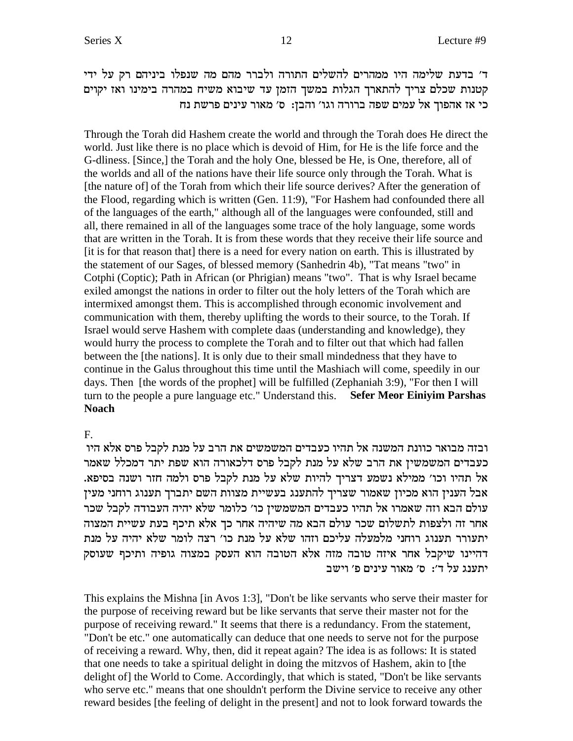ד׳ בדעת שלימה היו ממהרים להשלים התורה ולברר מהם מה שנפלו ביניהם רק על ידי קטנות שכלם צריך להתארך הגלות במשך הזמן עד שיבוא משיח במהרה בימינו ואז יקוים כי אז אהפוך אל עמים שפה ברורה וגו׳ והבן: ס׳ מאור עינים פרשת נח

Through the Torah did Hashem create the world and through the Torah does He direct the world. Just like there is no place which is devoid of Him, for He is the life force and the G-dliness. [Since,] the Torah and the holy One, blessed be He, is One, therefore, all of the worlds and all of the nations have their life source only through the Torah. What is [the nature of] of the Torah from which their life source derives? After the generation of the Flood, regarding which is written (Gen. 11:9), "For Hashem had confounded there all of the languages of the earth," although all of the languages were confounded, still and all, there remained in all of the languages some trace of the holy language, some words that are written in the Torah. It is from these words that they receive their life source and [it is for that reason that] there is a need for every nation on earth. This is illustrated by the statement of our Sages, of blessed memory (Sanhedrin 4b), "Tat means "two" in Cotphi (Coptic); Path in African (or Phrigian) means "two". That is why Israel became exiled amongst the nations in order to filter out the holy letters of the Torah which are intermixed amongst them. This is accomplished through economic involvement and communication with them, thereby uplifting the words to their source, to the Torah. If Israel would serve Hashem with complete daas (understanding and knowledge), they would hurry the process to complete the Torah and to filter out that which had fallen between the [the nations]. It is only due to their small mindedness that they have to continue in the Galus throughout this time until the Mashiach will come, speedily in our days. Then [the words of the prophet] will be fulfilled (Zephaniah 3:9), "For then I will turn to the people a pure language etc." Understand this. **Sefer Meor Einiyim Parshas Noach**

F.

ובזה מבואר כוונת המשנה אל תהיו כעבדים המשמשים את הרב על מנת לקבל פרס אלא היו כעבדים המשמשין את הרב שלא על מנת לקבל פרס דלכאורה הוא שפת יתר דמכלל שאמר אל תהיו וכו׳ ממילא נשמע דצריך להיות שלא על מנת לקבל פרס ולמה חזר ושנה בסיפא. אבל הענין הוא מכיון שאמור שצריך להתענג בעשיית מצות השם יתברך תענוג רוחני מעין עולם הבא וזה שאמרו אל תהיו כעבדים המשמשין כו׳ כלומר שלא יהיה העבודה לקבל שכר אחר זה ולצפות לתשלום שכר עולם הבא מה שיהיה אחר כך אלא תיכף בעת עשיית המצוה יתעורר תענוג רוחני מלמעלה עליכם וזהו שלא על מנת כו׳ רצה לומר שלא יהיה על מנת דהיינו שיקבל אחר איזה טובה מזה אלא הטובה הוא העסק במצוה גופיה ותיכף שעוסק יתענג על ד׳: ס׳ מאור עינים פ׳ וישב

This explains the Mishna [in Avos 1:3], "Don't be like servants who serve their master for the purpose of receiving reward but be like servants that serve their master not for the purpose of receiving reward." It seems that there is a redundancy. From the statement, "Don't be etc." one automatically can deduce that one needs to serve not for the purpose of receiving a reward. Why, then, did it repeat again? The idea is as follows: It is stated that one needs to take a spiritual delight in doing the mitzvos of Hashem, akin to [the delight of] the World to Come. Accordingly, that which is stated, "Don't be like servants who serve etc." means that one shouldn't perform the Divine service to receive any other reward besides [the feeling of delight in the present] and not to look forward towards the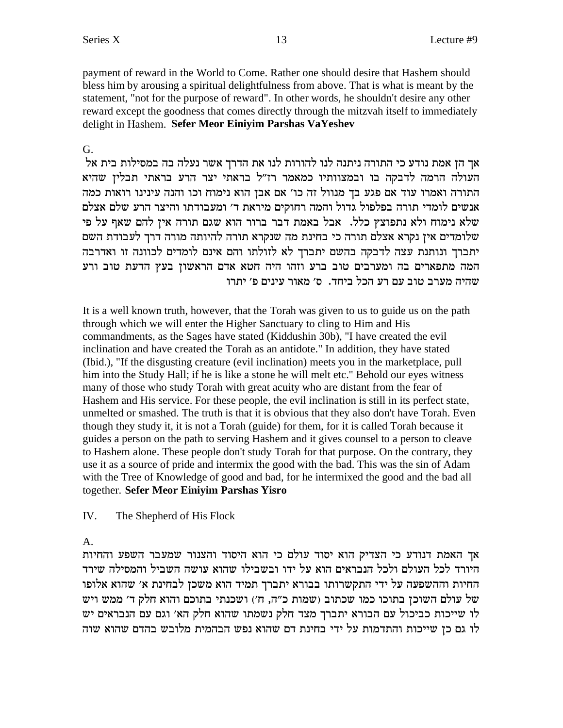payment of reward in the World to Come. Rather one should desire that Hashem should bless him by arousing a spiritual delightfulness from above. That is what is meant by the statement, "not for the purpose of reward". In other words, he shouldn't desire any other reward except the goodness that comes directly through the mitzvah itself to immediately delight in Hashem. **Sefer Meor Einiyim Parshas VaYeshev**

G.

אך הן אמת נודע כי התורה ניתנה לנו להורות לנו את הדרך אשר נעלה בה במסילות בית אל העולה הרמה לדבקה בו ובמצוותיו כמאמר רז"ל בראתי יצר הרע בראתי תבלין שהיא התורה ואמרו עוד אם פגע בך מנוול זה כו' אם אבן הוא נימוח וכו והנה עינינו רואות כמה אנשים לומדי תורה בפלפול גדול והמה רחוקים מיראת ד' ומעבודתו והיצר הרע שלם אצלם שלא נימוח ולא נתפוצץ כלל. אבל באמת דבר ברור הוא שגם תורה אין להם שאף על פי שלומדים אין נקרא אצלם תורה כי בחינת מה שנקרא תורה להיותה מורה דרך לעבודת השם יתברך ונותנת עצה לדבקה בהשם יתברך לא לזולתו והם אינם לומדים לכוונה זו ואדרבה המה מתפארים בה ומערבים בה טוב ברע וזהו היה חטא אדם הראשון בעץ הדעת טוב ורע שהיה מערב טוב עם רע הכל ביחד. ס' מאור עינים פ' יתרו

It is a well known truth, however, that the Torah was given to us to guide us on the path through which we will enter the Higher Sanctuary to cling to Him and His commandments, as the Sages have stated (Kiddushin 30b), "I have created the evil inclination and have created the Torah as an antidote." In addition, they have stated (Ibid.), "If the disgusting creature (evil inclination) meets you in the marketplace, pull him into the Study Hall; if he is like a stone he will melt etc." Behold our eyes witness many of those who study Torah with great acuity who are distant from the fear of Hashem and His service. For these people, the evil inclination is still in its perfect state, unmelted or smashed. The truth is that it is obvious that they also don't have Torah. Even though they study it, it is not a Torah (guide) for them, for it is called Torah because it guides a person on the path to serving Hashem and it gives counsel to a person to cleave to Hashem alone. These people don't study Torah for that purpose. On the contrary, they use it as a source of pride and intermix the good with the bad. This was the sin of Adam with the Tree of Knowledge of good and bad, for he intermixed the good and the bad all together. **Sefer Meor Einiyim Parshas Yisro**

## IV. The Shepherd of His Flock

A.

אך האמת דנודע כי הצדיק הוא יסוד עולם כי הוא היסוד והצנור שמעבר השפע והחיות היורד לכל העולם ולכל הנבראים הוא על ידו ובשבילו שהוא עושה השביל והמסילה שירד החיות וההשפעה על ידי התקשרותו בבורא יתברך תמיד הוא משכן לבחינת א' שהוא אלופו של עולם השוכן בתוכו כמו שכתוב (שמות כ"ה, ח') ושכנתי בתוכם והוא חלק ד' ממש ויש לו שייכות כביכול עם הבורא יתברך מצד חלק נשמתו שהוא חלק הא' וגם עם הנבראים יש לו גם כן שייכות והתדמות על ידי בחינת דם שהוא נפש הבהמית מלובש בהדם שהוא שוה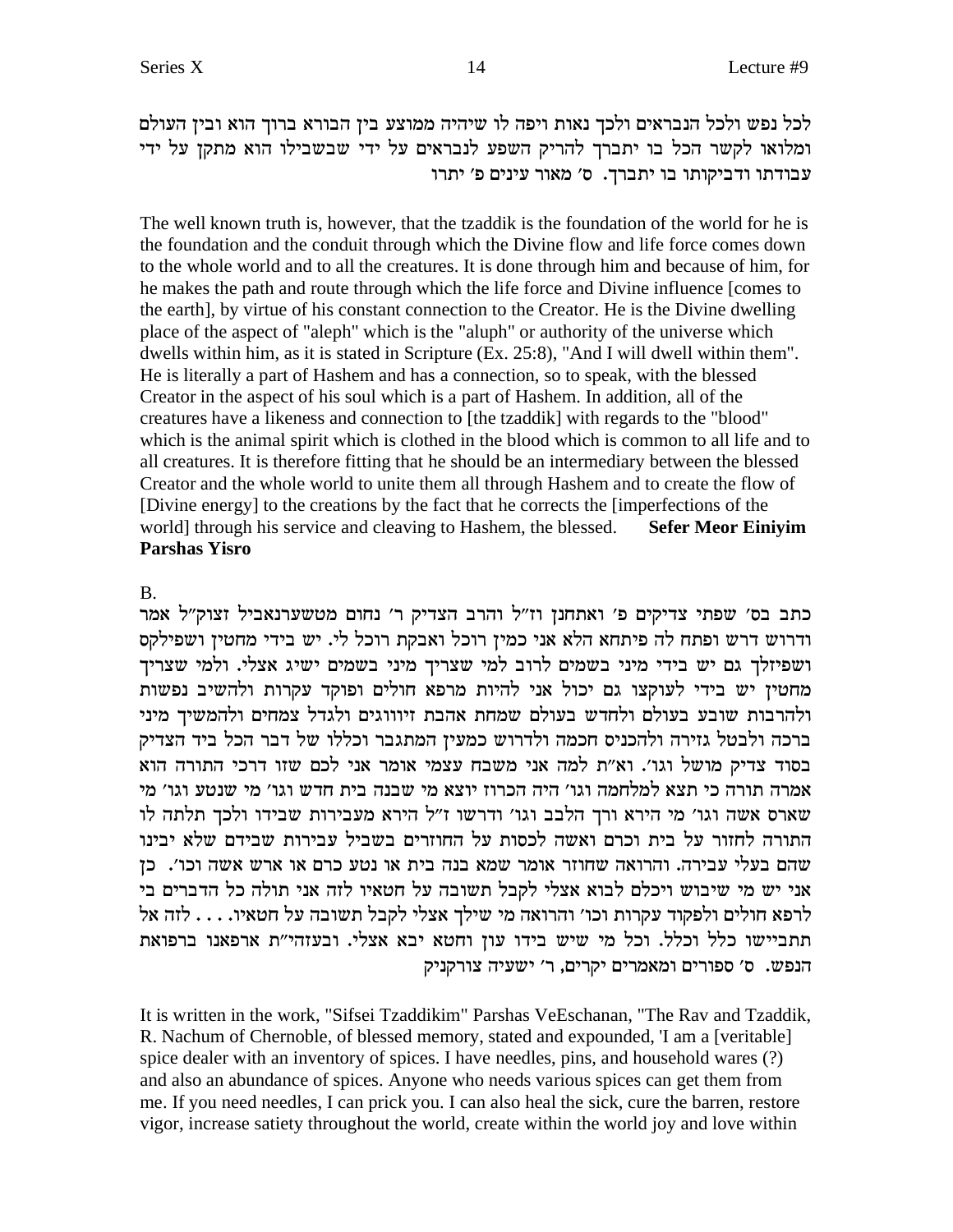לכל נפש ולכל הנבראים ולכך נאות ויפה לו שיהיה ממוצע בין הבורא ברוך הוא ובין העולם ומלואו לקשר הכל בו יתברך להריק השפע לנבראים על ידי שבשבילו הוא מתקן על ידי עבודתו ודביקותו בו יתברך. ס׳ מאור עינים פ׳ יתרו

The well known truth is, however, that the tzaddik is the foundation of the world for he is the foundation and the conduit through which the Divine flow and life force comes down to the whole world and to all the creatures. It is done through him and because of him, for he makes the path and route through which the life force and Divine influence [comes to the earth], by virtue of his constant connection to the Creator. He is the Divine dwelling place of the aspect of "aleph" which is the "aluph" or authority of the universe which dwells within him, as it is stated in Scripture (Ex. 25:8), "And I will dwell within them". He is literally a part of Hashem and has a connection, so to speak, with the blessed Creator in the aspect of his soul which is a part of Hashem. In addition, all of the creatures have a likeness and connection to [the tzaddik] with regards to the "blood" which is the animal spirit which is clothed in the blood which is common to all life and to all creatures. It is therefore fitting that he should be an intermediary between the blessed Creator and the whole world to unite them all through Hashem and to create the flow of [Divine energy] to the creations by the fact that he corrects the [imperfections of the world] through his service and cleaving to Hashem, the blessed. **Sefer Meor Einiyim Parshas Yisro**

B.

כתב בס׳ שפתי צדיקים פ׳ ואתחנן וז״ל והרב הצדיק ר׳ נחום מטשערנאביל זצוק״ל אמר ודרוש דרש ופתח לה פיתחא הלא אני כמין רוכל ואבקת רוכל לי. יש בידי מחטין ושפילקס ושפיזלך גם יש בידי מיני בשמים לרוב למי שצריך מיני בשמים ישיג אצלי. ולמי שצריך מחטין יש בידי לעוקצו גם יכול אני להיות מרפא חולים ופוקד עקרות ולהשיב נפשות ולהרבות שובע בעולם ולחדש בעולם שמחת אהבת זיווגים ולגדל צמחים ולהמשיך מיני ברכה ולבטל גזירה ולהכניס חכמה ולדרוש כמעין המתגבר וכללו של דבר הכל ביד הצדיק בסוד צדיק מושל וגו׳. וא״ת למה אני משבח עצמי אומר אני לכם שזו דרכי התורה הוא אמרה תורה כי תצא למלחמה וגו׳ היה הכרוז יוצא מי שבנה בית חדש וגו׳ מי שנטע וגו׳ מי שארס אשה וגו׳ מי הירא ורך הלבב וגו׳ ודרשו ז״ל הירא מעבירות שבידו ולכך תלתה לו התורה לחזור על בית וכרם ואשה לכסות על החוזרים בשביל עבירות שבידם שלא יבינו שהם בעלי עבירה. והרואה שחוזר אומר שמא בנה בית או נטע כרם או ארש אשה וכו׳. כן אני יש מי שיבוש ויכלם לבוא אצלי לקבל תשובה על חטאיו לזה אני תולה כל הדברים בי לרפא חולים ולפקוד עקרות וכו׳ והרואה מי שילך אצלי לקבל תשובה על חטאיו. . . . לזה אל תתביישו כלל וכלל. וכל מי שיש בידו עון וחטא יבא אצלי. ובעזהי״ת ארפאנו ברפואת הנפש. ס׳ ספורים ומאמרים יקרים, ר׳ ישעיה צורקניק

It is written in the work, "Sifsei Tzaddikim" Parshas VeEschanan, "The Rav and Tzaddik, R. Nachum of Chernoble, of blessed memory, stated and expounded, 'I am a [veritable] spice dealer with an inventory of spices. I have needles, pins, and household wares (?) and also an abundance of spices. Anyone who needs various spices can get them from me. If you need needles, I can prick you. I can also heal the sick, cure the barren, restore vigor, increase satiety throughout the world, create within the world joy and love within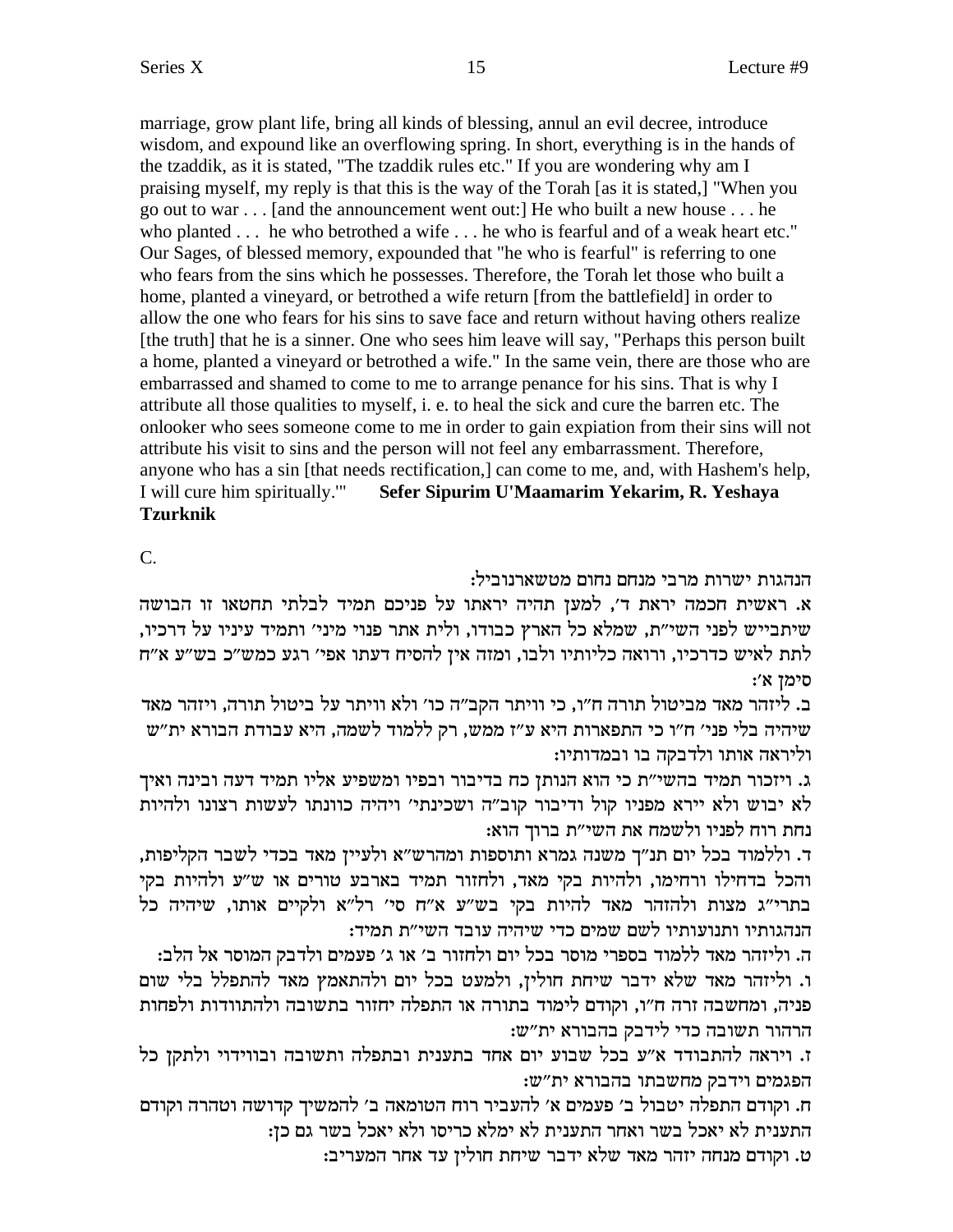marriage, grow plant life, bring all kinds of blessing, annul an evil decree, introduce wisdom, and expound like an overflowing spring. In short, everything is in the hands of the tzaddik, as it is stated, "The tzaddik rules etc." If you are wondering why am I praising myself, my reply is that this is the way of the Torah [as it is stated,] "When you go out to war . . . [and the announcement went out:] He who built a new house . . . he who planted . . . he who betrothed a wife . . . he who is fearful and of a weak heart etc." Our Sages, of blessed memory, expounded that "he who is fearful" is referring to one who fears from the sins which he possesses. Therefore, the Torah let those who built a home, planted a vineyard, or betrothed a wife return [from the battlefield] in order to allow the one who fears for his sins to save face and return without having others realize [the truth] that he is a sinner. One who sees him leave will say, "Perhaps this person built a home, planted a vineyard or betrothed a wife." In the same vein, there are those who are embarrassed and shamed to come to me to arrange penance for his sins. That is why I attribute all those qualities to myself, i. e. to heal the sick and cure the barren etc. The onlooker who sees someone come to me in order to gain expiation from their sins will not attribute his visit to sins and the person will not feel any embarrassment. Therefore, anyone who has a sin [that needs rectification,] can come to me, and, with Hashem's help, I will cure him spiritually.'" **Sefer Sipurim U'Maamarim Yekarim, R. Yeshaya Tzurknik**

C.

הנהגות ישרות מרבי מנחם נחום מטשארנוביל:

א. ראשית חכמה יראת ד', למען תהיה יראתו על פניכם תמיד לבלתי תחטאו זו הבושה שיתבייש לפני השי"ת, שמלא כל הארץ כבודו, ולית אתר פנוי מיני' ותמיד עיניו על דרכיו, לתת לאיש כדרכיו, ורואה כליותיו ולבו, ומזה אין להסיח דעתו אפי' רגע כמש"כ בש"ע א"ח סימן א':

ב. ליזהר מאד מביטול תורה ח"ו, כי ויתר הקב"ה כו' ולא ויתר על ביטול תורה, ויזהר מאד שיהיה בלי פני' ח"ו כי התפארות היא ע"ז ממש, רק ללמוד לשמה, היא עבודת הבורא ית"ש וליראה אותו ולדבקה בו ובמדותיו:

ג. ויזכור תמיד בהשי"ת כי הוא הנותן כח בדיבור ובפיו ומשפיע אליו תמיד דעה ובינה ואיך לא יבוש ולא יירא מפניו קול ודיבור קוב"ה ושכינתי' ויהיה כוונתו לעשות רצונו ולהיות נחת רוח לפניו ולשמח את השי"ת ברוך הוא:

ד. וללמוד בכל יום תנ"ך משנה גמרא ותוספות ומהרש"א ולעיין מאד בכדי לשבר הקליפות, והכל בדחילו ורחימו, ולהיות בקי מאד, ולחזור תמיד בארבע טורים או ש"ע ולהיות בקי בתרי"ג מצות ולהזהר מאד להיות בקי בש"ע א"ח סי' רל"א ולקיים אותו, שיהיה כל הנהגותיו ותנועותיו לשם שמים כדי שיהיה עובד השי"ת תמיד:

ה. וליזהר מאד ללמוד בספרי מוסר בכל יום ולחזור ב' או ג' פעמים ולדבק המוסר אל הלב:

ו. וליזהר מאד שלא ידבר שיחת חולין, ולמעט בכל יום ולהתאמץ מאד להתפלל בלי שום פניה, ומחשבה זרה ח"ו, וקודם לימוד בתורה או התפלה יחזור בתשובה ולהתוודות ולפחות הרהור תשובה כדי לידבק בהבורא ית"ש:

ז. ויראה להתבודד א"ע בכל שבוע יום אחד בתענית ובתפלה ותשובה ובווידוי ולתקן כל הפגמים וידבק מחשבתו בהבורא ית"ש:

ח. וקודם התפלה יטבול ב' פעמים א' להעביר רוח הטומאה ב' להמשיך קדושה וטהרה וקודם התענית לא יאכל בשר ואחר התענית לא ימלא כריסו ולא יאכל בשר גם כן:

ט. וקודם מנחה יזהר מאד שלא ידבר שיחת חולין עד אחר המעריב: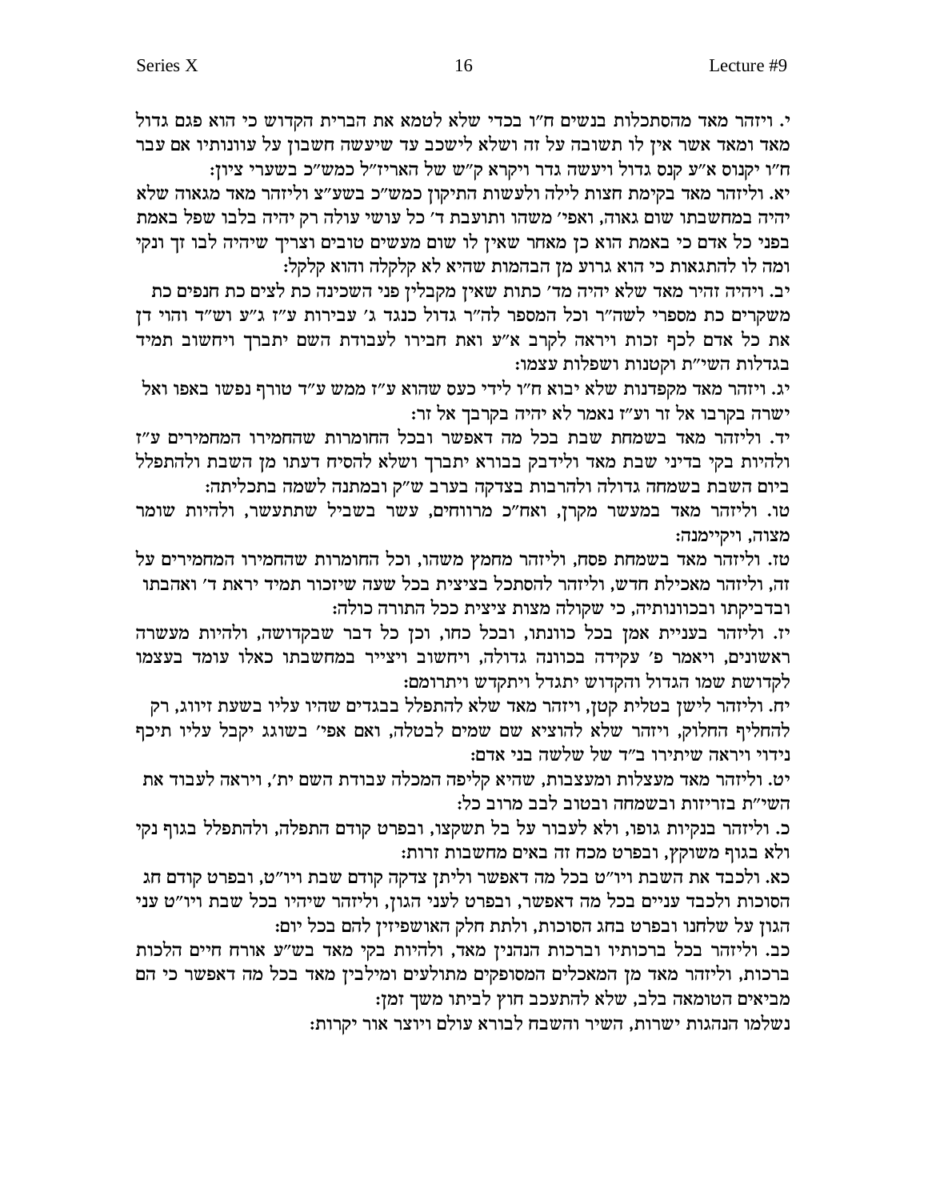י. ויזהר מאד מהסתכלות בנשים ח"ו בכדי שלא לטמא את הברית הקדוש כי הוא פגם גדול מאד ומאד אשר אין לו תשובה על זה ושלא לישכב עד שיעשה חשבון על עוונותיו אם עבר ח"ו יקנוס א"ע קנס גדול ויעשה גדר ויקרא ק"ש של האריז"ל כמש"כ בשערי ציון:

יא. וליזהר מאד בקימת חצות לילה ולעשות התיקון כמש"כ בשע"צ וליזהר מאד מגאוה שלא יהיה במחשבתו שום גאוה, ואפי' משהו ותועבת ד' כל עושי עולה רק יהיה בלבו שפל באמת בפני כל אדם כי באמת הוא כן מאחר שאין לו שום מעשים טובים וצריך שיהיה לבו זך ונקי ומה לו להתגאות כי הוא גרוע מן הבהמות שהיא לא קלקלה והוא קלקל:

יב. ויהיה זהיר מאד שלא יהיה מד' כתות שאין מקבלין פני השכינה כת לצים כת חנפים כת משקרים כת מספרי לשה"ר וכל המספר לה"ר גדול כנגד ג' עבירות ע"ז ג"ע וש"ד והוי דן את כל אדם לכף זכות ויראה לקרב א"ע ואת חבירו לעבודת השם יתברך ויחשוב תמיד בגדלות השי"ת וקטנות ושפלות עצמו:

יג. ויזהר מאד מקפדנות שלא יבוא ח"ו לידי כעס שהוא ע"ז ממש ע"ד טורף נפשו באפו ואל ישרה בקרבו אל זר וע"ז נאמר לא יהיה בקרבך אל זר:

יד. וליזהר מאד בשמחת שבת בכל מה דאפשר ובכל החומרות שהחמירו המחמירים ע"ז ולהיות בקי בדיני שבת מאד ולידבק בבורא יתברך ושלא להסיח דעתו מן השבת ולהתפלל ביום השבת בשמחה גדולה ולהרבות בצדקה בערב ש"ק ובמתנה לשמה בתכליתה:

טו. וליזהר מאד במעשר מקרן, ואח"כ מרווחים, עשר בשביל שתתעשר, ולהיות שומר מצוה, ויקיימנה:

טז. וליזהר מאד בשמחת פסח, וליזהר מחמץ משהו, וכל החומרות שהחמירו המחמירים על זה, וליזהר מאכילת חדש, וליזהר להסתכל בציצית בכל שעה שיזכור תמיד יראת ד' ואהבתו ובדביקתו ובכוונותיה, כי שקולה מצות ציצית ככל התורה כולה:

יז. וליזהר בעניית אמן בכל כוונתו, ובכל כחו, וכן כל דבר שבקדושה, ולהיות מעשרה ראשונים, ויאמר פ' עקידה בכוונה גדולה, ויחשוב ויצייר במחשבתו כאלו עומד בעצמו לקדושת שמו הגדול והקדוש יתגדל ויתקדש ויתרומם:

יח. וליזהר לישן בטלית קטן, ויזהר מאד שלא להתפלל בבגדים שהיו עליו בשעת זיווג, רק להחליף החלוק, ויזהר שלא להוציא שם שמים לבטלה, ואם אפי' בשוגג יקבל עליו תיכף נידוי ויראה שיתירו ב"ד של שלשה בני אדם:

יט. וליזהר מאד מעצלות ומעצבות, שהיא קליפה המכלה עבודת השם ית', ויראה לעבוד את השי"ת בזריזות ובשמחה ובטוב לבב מרוב כל:

כ. וליזהר בנקיות גופו, ולא לעבור על בל תשקצו, ובפרט קודם התפלה, ולהתפלל בגוף נקי ולא בגוף משוקץ, ובפרט מכח זה באים מחשבות זרות:

כא. ולכבד את השבת ויו"ט בכל מה דאפשר וליתן צדקה קודם שבת ויו"ט, ובפרט קודם חג הסוכות ולכבד עניים בכל מה דאפשר, ובפרט לעני הגון, וליזהר שיהיו בכל שבת ויו"ט עני הגון על שלחנו ובפרט בחג הסוכות, ולתת חלק האושפיזין להם בכל יום:

כב. וליזהר בכל ברכותיו וברכות הנהנין מאד, ולהיות בקי מאד בש"ע אורח חיים הלכות ברכות, וליזהר מאד מן המאכלים המסופקים מתולעים ומילבין מאד בכל מה דאפשר כי הם מביאים הטומאה בלב, שלא להתעכב חוץ לביתו משך זמן:

נשלמו הנהגות ישרות, השיר והשבח לבורא עולם ויוצר אור יקרות: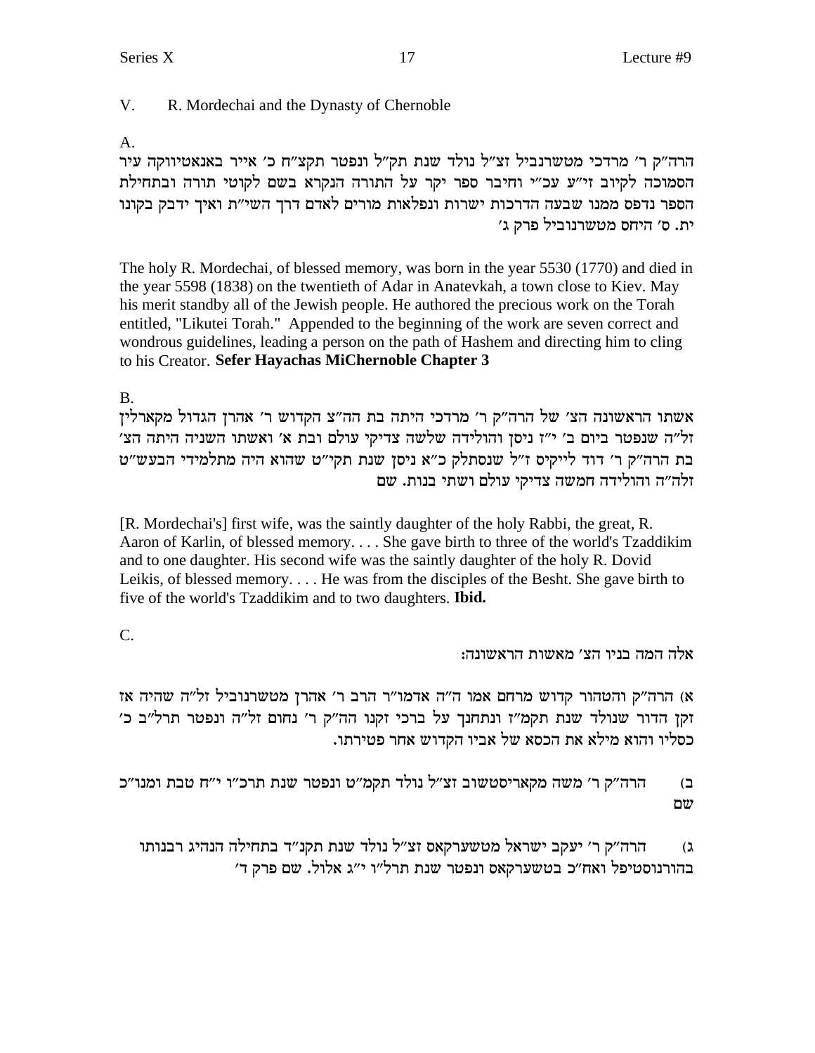## V. R. Mordechai and the Dynasty of Chernoble

A.

הרה"ק ר' מרדכי מטשרנביל זצ"ל נולד שנת תק"ל ונפטר תקצ"ח כ' אייר באנאטיווקה עיר הסמוכה לקיוב זי"ע עכ"י וחיבר ספר יקר על התורה הנקרא בשם לקוטי תורה ובתחילת הספר נדפס ממנו שבעה הדרכות ישרות ונפלאות מורים לאדם דרך השי"ת ואיך ידבק בקונו ית. ס' היחס מטשרנוביל פרק ג'

The holy R. Mordechai, of blessed memory, was born in the year 5530 (1770) and died in the year 5598 (1838) on the twentieth of Adar in Anatevkah, a town close to Kiev. May his merit standby all of the Jewish people. He authored the precious work on the Torah entitled, "Likutei Torah." Appended to the beginning of the work are seven correct and wondrous guidelines, leading a person on the path of Hashem and directing him to cling to his Creator. **Sefer Hayachas MiChernoble Chapter 3**

B.

אשתו הראשונה הצ' של הרה"ק ר' מרדכי היתה בת הה"צ הקדוש ר' אהרן הגדול מקארלין זל"ה שנפטר ביום ב' י"ז ניסן והולידה שלשה צדיקי עולם ובת א' ואשתו השניה היתה הצ' בת הרה"ק ר' דוד לייקיס ז"ל שנסתלק כ"א ניסן שנת תקי"ט שהוא היה מתלמידי הבעש"ט זלה"ה והולידה חמשה צדיקי עולם ושתי בנות. שם

[R. Mordechai's] first wife, was the saintly daughter of the holy Rabbi, the great, R. Aaron of Karlin, of blessed memory. . . . She gave birth to three of the world's Tzaddikim and to one daughter. His second wife was the saintly daughter of the holy R. Dovid Leikis, of blessed memory. . . . He was from the disciples of the Besht. She gave birth to five of the world's Tzaddikim and to two daughters. **Ibid.**

C.

אלה המה בניו הצ' מאשות הראשונה:

א) הרה"ק והטהור קדוש מרחם אמו ה"ה אדמו"ר הרב ר' אהרן מטשרנוביל זל"ה שהיה אז זקן הדור שנולד שנת תקמ"ז ונתחנך על ברכי זקנו הה"ק ר' נחום זל"ה ונפטר תרל"ב כ' כסליו והוא מילא את הכסא של אביו הקדוש אחר פטירתו.

ב) הרה"ק ר' משה מקאריסטשוב זצ"ל נולד תקמ"ט ונפטר שנת תרכ"ו י"ח טבת ומנו"כ שם

ג) הרה"ק ר' יעקב ישראל מטשערקאס זצ"ל נולד שנת תקנ"ד בתחילה הנהיג רבנותו בהורנוסטיפל ואח"כ בטשערקאס ונפטר שנת תרל"ו י"ג אלול. שם פרק ד'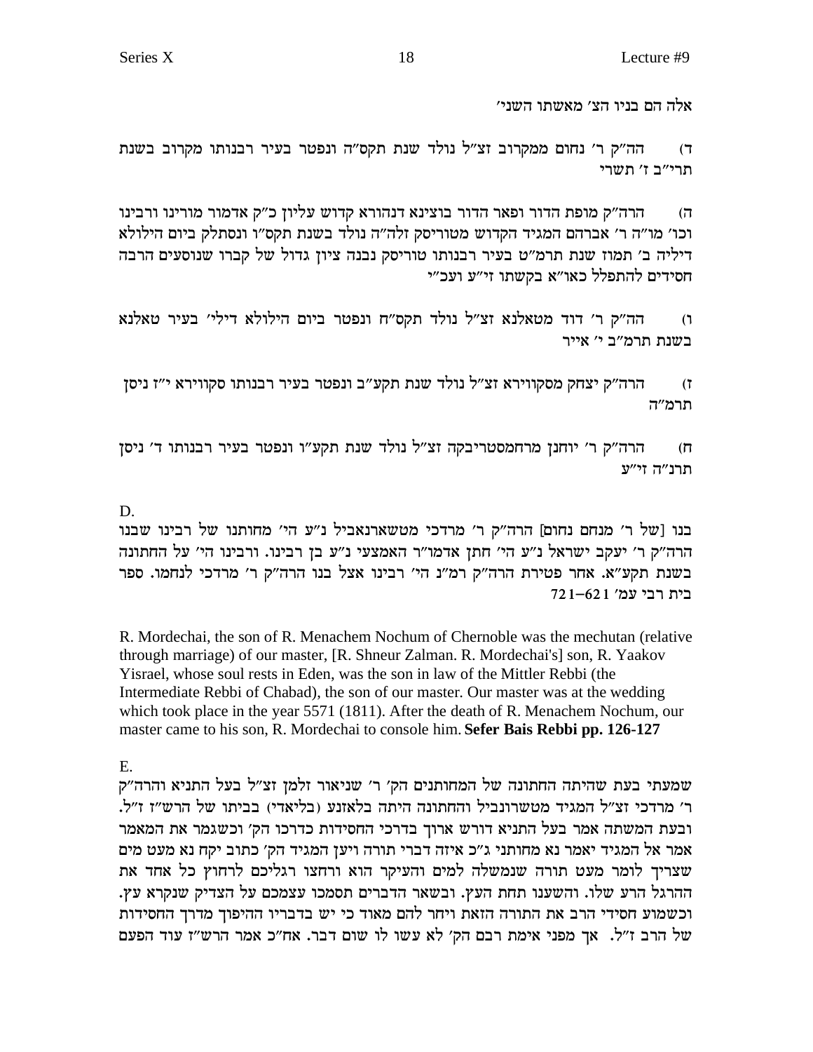אלה הם בניו הצ' מאשתו השני'

ד) ההר"ק ר' נחום ממקרוב זצ"ל נולד שנת תקס"ה ונפטר בעיר רבנותו מקרוב בשנת תרי"ב ז' תשרי

ה) הרה"ק מופת הדור ופאר הדור בוצינא דנהורא קדוש עליון כ"ק אדמור מורינו ורבינו וכו' מו"ה ר' אברהם המגיד הקדוש מטוריסק זלה"ה נולד בשנת תקס"ו ונסתלק ביום הילולא דיליה ב' תמוז שנת תרמ"ט בעיר רבנותו טוריסק נבנה ציון גדול של קברו שנוסעים הרבה חסידים להתפלל כאו"א בקשתו זי"ע ועכ"י

ו) ההר"ק ר' דוד מטאלנא זצ"ל נולד תקס"ח ונפטר ביום הילולא דילי' בעיר טאלנא בשנת תרמ"ב י' אייר

ז) הרה"ק יצחק מסקווירא זצ"ל נולד שנת תקע"ב ונפטר בעיר רבנותו סקווירא י"ז ניסן תרמ"ה

ח) הרה"ק ר' יוחנן מרחמסטריבקה זצ"ל נולד שנת תקע"ו ונפטר בעיר רבנותו ד' ניסן תרנ"ה זי"ע

D.

בנו [של ר' מנחם נחום] הרה"ק ר' מרדכי מטשארנאביל נ"ע הי' מחותנו של רבינו שבנו הרה"ק ר' יעקב ישראל נ"ע הי' חתן אדמו"ר האמצעי נ"ע בן רבינו. ורבינו הי' על החתונה בשנת תקע"א. אחר פטירת הרה"ק רמ"נ הי' רבינו אצל בנו הרה"ק ר' מרדכי לנחמו. ספר בית רבי עמ' 126–127

R. Mordechai, the son of R. Menachem Nochum of Chernoble was the mechutan (relative through marriage) of our master, [R. Shneur Zalman. R. Mordechai's] son, R. Yaakov Yisrael, whose soul rests in Eden, was the son in law of the Mittler Rebbi (the Intermediate Rebbi of Chabad), the son of our master. Our master was at the wedding which took place in the year 5571 (1811). After the death of R. Menachem Nochum, our master came to his son, R. Mordechai to console him. **Sefer Bais Rebbi pp. 126-127**

E.

שמעתי בעת שהיתה החתונה של המחותנים הק' ר' שניאור זלמן זצ"ל בעל התניא והרה"ק ר' מרדכי זצ"ל המגיד מטשרונביל והחתונה היתה בלאזנע (בליאדי) בביתו של הרש"ז ז"ל. ובעת המשתה אמר בעל התניא דורש ארוך בדרכי החסידות כדרכו הק' וכשגמר את המאמר אמר אל המגיד יאמר נא מחותני ג"כ איזה דברי תורה ויען המגיד הק' כתוב יקח נא מעט מים שצריך לומר מעט תורה שנמשלה למים והעיקר הוא ורחצו רגליכם לרחוץ כל אחד את ההרגל הרע שלו. והשענו תחת העץ. ובשאר הדברים תסמכו עצמכם על הצדיק שנקרא עץ. וכשמוע חסידי הרב את התורה הזאת ויחר להם מאוד כי יש בדבריו ההיפוך מדרך החסידות של הרב ז"ל. אך מפני אימת רבם הק' לא עשו לו שום דבר. אח"כ אמר הרש"ז עוד הפעם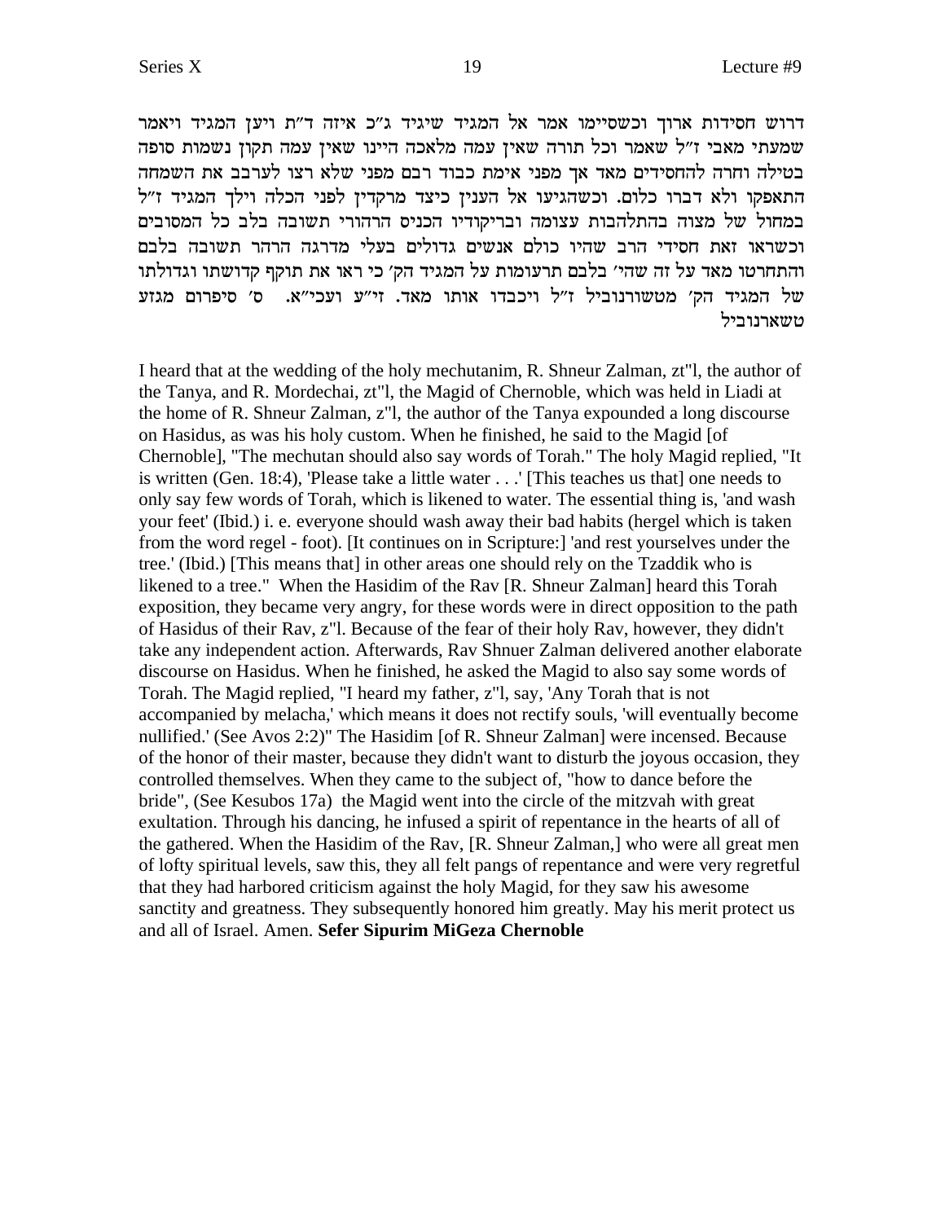דרוש חסידות ארוך וכשסיימו אמר אל המגיד שיגיד ג"כ איזה ד"ת ויען המגיד ויאמר שמעתי מאבי ז"ל שאמר וכל תורה שאין עמה מלאכה היינו שאין עמה תקון נשמות סופה בטילה וחרה להחסידים מאד אך מפני אימת כבוד רבם מפני שלא רצו לערבב את השמחה התאפקו ולא דברו כלום. וכשהגיעו אל הענין כיצד מרקדין לפני הכלה וילך המגיד ז"ל במחול של מצוה בהתלהבות עצומה ובריקודיו הכניס הרהורי תשובה בלב כל המסובים וכשראו זאת חסידי הרב שהיו כולם אנשים גדולים בעלי מדרגה הרהר תשובה בלבם והתחרטו מאד על זה שהי' בלבם תרעומות על המגיד הק' כי ראו את תוקף קדושתו וגדולתו של המגיד הק' מטשורנוביל ז"ל ויכבדו אותו מאד. זי"ע ועכי"א. ס' סיפורם מגזע טשארנוביל

I heard that at the wedding of the holy mechutanim, R. Shneur Zalman, zt"l, the author of the Tanya, and R. Mordechai, zt"l, the Magid of Chernoble, which was held in Liadi at the home of R. Shneur Zalman, z"l, the author of the Tanya expounded a long discourse on Hasidus, as was his holy custom. When he finished, he said to the Magid [of Chernoble], "The mechutan should also say words of Torah." The holy Magid replied, "It is written (Gen. 18:4), 'Please take a little water . . .' [This teaches us that] one needs to only say few words of Torah, which is likened to water. The essential thing is, 'and wash your feet' (Ibid.) i. e. everyone should wash away their bad habits (hergel which is taken from the word regel - foot). [It continues on in Scripture:] 'and rest yourselves under the tree.' (Ibid.) [This means that] in other areas one should rely on the Tzaddik who is likened to a tree." When the Hasidim of the Rav [R. Shneur Zalman] heard this Torah exposition, they became very angry, for these words were in direct opposition to the path of Hasidus of their Rav, z"l. Because of the fear of their holy Rav, however, they didn't take any independent action. Afterwards, Rav Shnuer Zalman delivered another elaborate discourse on Hasidus. When he finished, he asked the Magid to also say some words of Torah. The Magid replied, "I heard my father, z"l, say, 'Any Torah that is not accompanied by melacha,' which means it does not rectify souls, 'will eventually become nullified.' (See Avos 2:2)" The Hasidim [of R. Shneur Zalman] were incensed. Because of the honor of their master, because they didn't want to disturb the joyous occasion, they controlled themselves. When they came to the subject of, "how to dance before the bride", (See Kesubos 17a) the Magid went into the circle of the mitzvah with great exultation. Through his dancing, he infused a spirit of repentance in the hearts of all of the gathered. When the Hasidim of the Rav, [R. Shneur Zalman,] who were all great men of lofty spiritual levels, saw this, they all felt pangs of repentance and were very regretful that they had harbored criticism against the holy Magid, for they saw his awesome sanctity and greatness. They subsequently honored him greatly. May his merit protect us and all of Israel. Amen. **Sefer Sipurim MiGeza Chernoble**